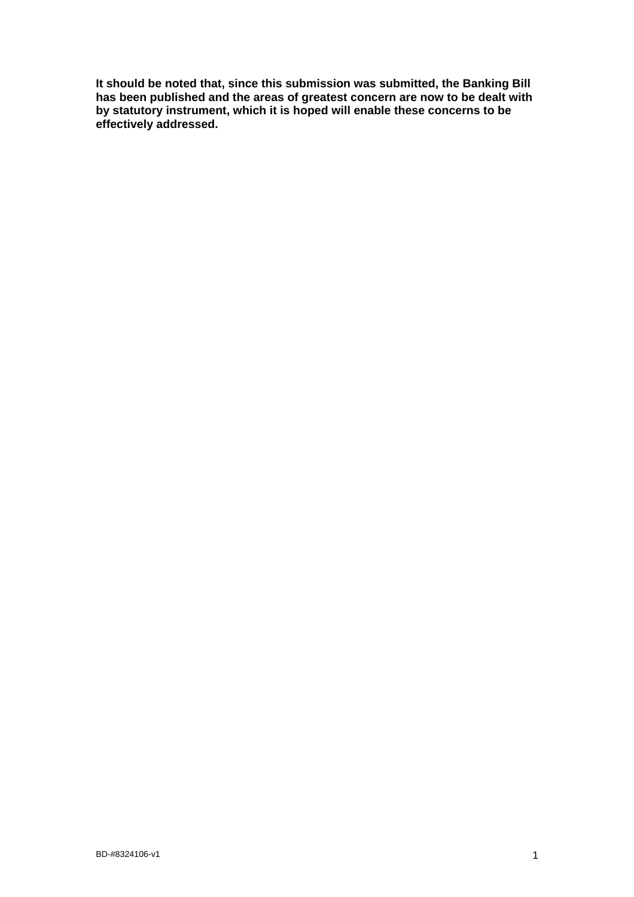**It should be noted that, since this submission was submitted, the Banking Bill has been published and the areas of greatest concern are now to be dealt with by statutory instrument, which it is hoped will enable these concerns to be effectively addressed.**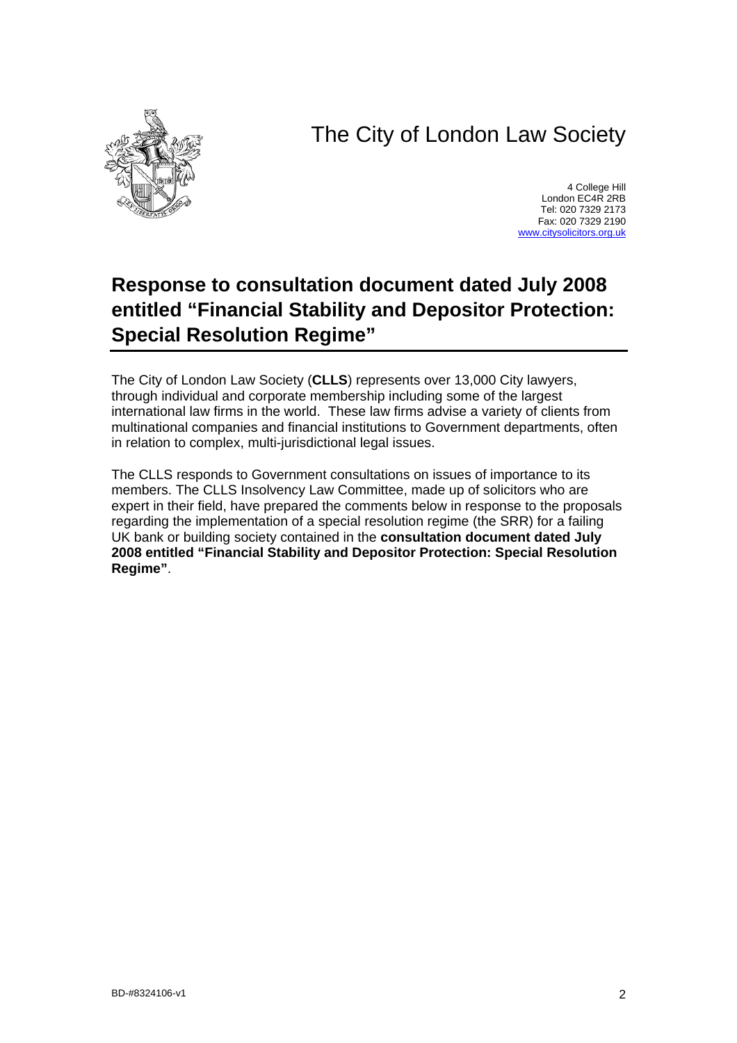# The City of London Law Society

4 College Hill
London EC4R 2RB
Tel: 020 7329 2173
Fax: 020 7329 2190
www.citysolicitors.org.uk

## Response to consultation document dated July 2008 entitled "Financial Stability and Depositor Protection: Special Resolution Regime"

The City of London Law Society (**CLLS**) represents over 13,000 City lawyers, through individual and corporate membership including some of the largest international law firms in the world. These law firms advise a variety of clients from multinational companies and financial institutions to Government departments, often in relation to complex, multi-jurisdictional legal issues.

The CLLS responds to Government consultations on issues of importance to its members. The CLLS Insolvency Law Committee, made up of solicitors who are expert in their field, have prepared the comments below in response to the proposals regarding the implementation of a special resolution regime (the SRR) for a failing UK bank or building society contained in the **consultation document dated July 2008 entitled "Financial Stability and Depositor Protection: Special Resolution Regime"**.

BD-#8324106-v1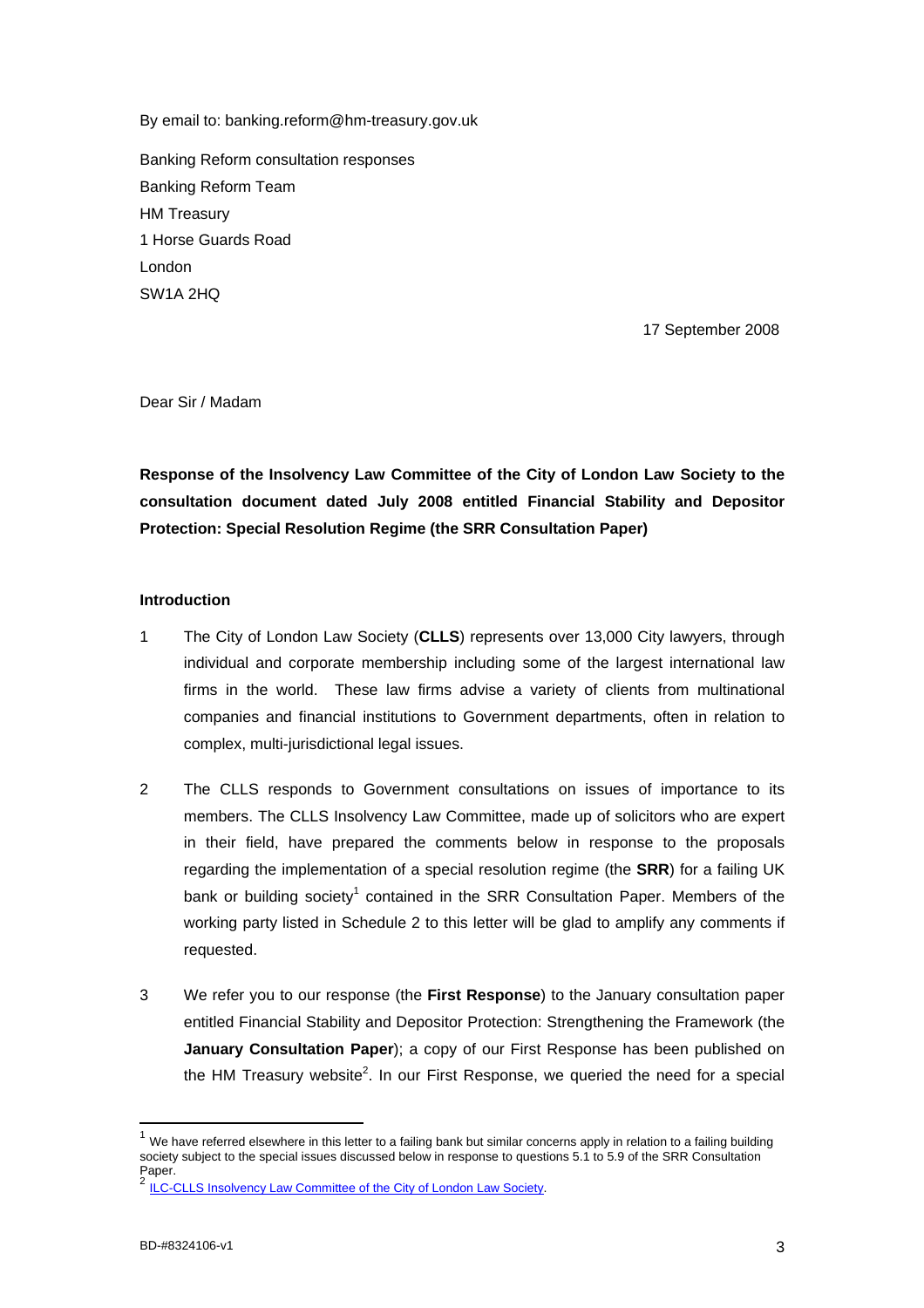By email to: banking.reform@hm-treasury.gov.uk

Banking Reform consultation responses
Banking Reform Team
HM Treasury
1 Horse Guards Road
London
SW1A 2HQ

17 September 2008

Dear Sir / Madam

**Response of the Insolvency Law Committee of the City of London Law Society to the consultation document dated July 2008 entitled Financial Stability and Depositor Protection: Special Resolution Regime (the SRR Consultation Paper)**

**Introduction**

1 The City of London Law Society (**CLLS**) represents over 13,000 City lawyers, through individual and corporate membership including some of the largest international law firms in the world. These law firms advise a variety of clients from multinational companies and financial institutions to Government departments, often in relation to complex, multi-jurisdictional legal issues.

2 The CLLS responds to Government consultations on issues of importance to its members. The CLLS Insolvency Law Committee, made up of solicitors who are expert in their field, have prepared the comments below in response to the proposals regarding the implementation of a special resolution regime (the **SRR**) for a failing UK bank or building society[1] contained in the SRR Consultation Paper. Members of the working party listed in Schedule 2 to this letter will be glad to amplify any comments if requested.

3 We refer you to our response (the **First Response**) to the January consultation paper entitled Financial Stability and Depositor Protection: Strengthening the Framework (the **January Consultation Paper**); a copy of our First Response has been published on the HM Treasury website[2]. In our First Response, we queried the need for a special

---

[1] We have referred elsewhere in this letter to a failing bank but similar concerns apply in relation to a failing building society subject to the special issues discussed below in response to questions 5.1 to 5.9 of the SRR Consultation Paper.

[2] ILC-CLLS Insolvency Law Committee of the City of London Law Society.

BD-#8324106-v1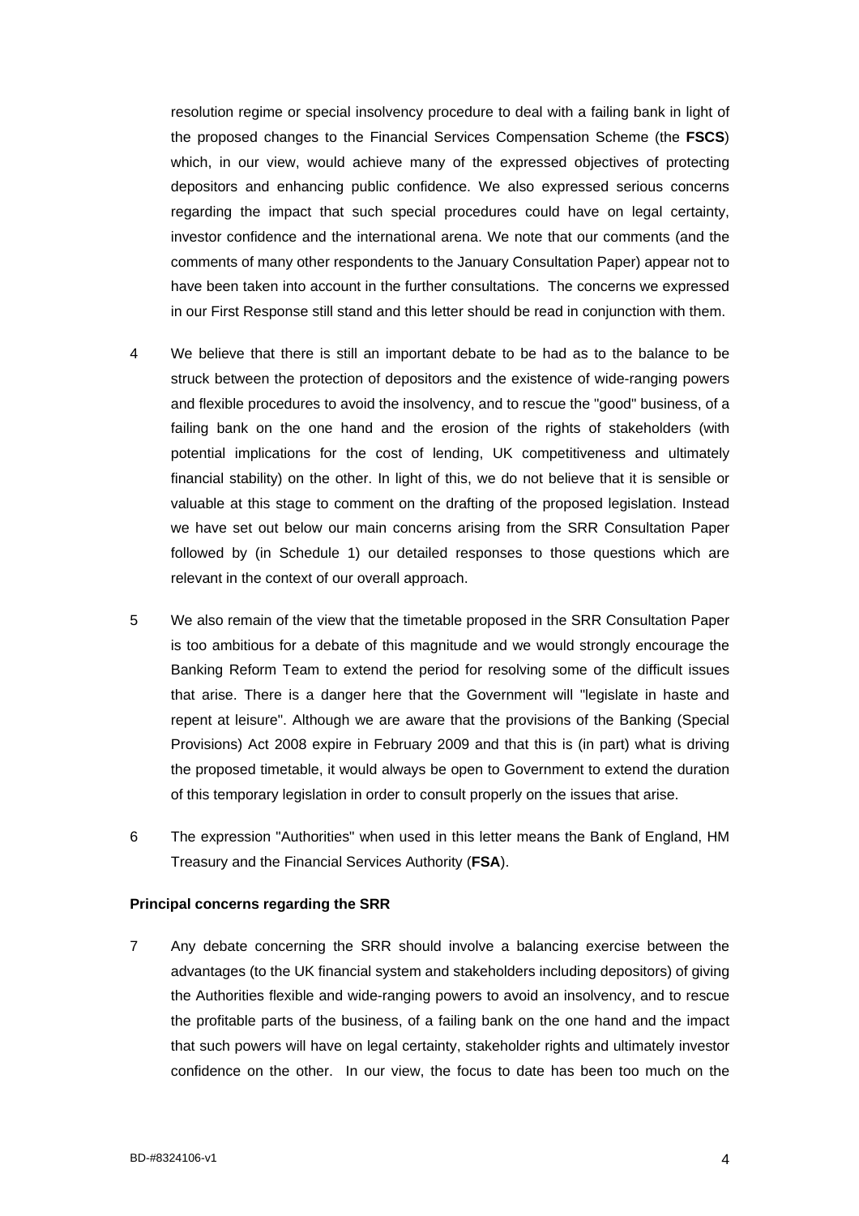resolution regime or special insolvency procedure to deal with a failing bank in light of the proposed changes to the Financial Services Compensation Scheme (the **FSCS**) which, in our view, would achieve many of the expressed objectives of protecting depositors and enhancing public confidence. We also expressed serious concerns regarding the impact that such special procedures could have on legal certainty, investor confidence and the international arena. We note that our comments (and the comments of many other respondents to the January Consultation Paper) appear not to have been taken into account in the further consultations. The concerns we expressed in our First Response still stand and this letter should be read in conjunction with them.

4 We believe that there is still an important debate to be had as to the balance to be struck between the protection of depositors and the existence of wide-ranging powers and flexible procedures to avoid the insolvency, and to rescue the "good" business, of a failing bank on the one hand and the erosion of the rights of stakeholders (with potential implications for the cost of lending, UK competitiveness and ultimately financial stability) on the other. In light of this, we do not believe that it is sensible or valuable at this stage to comment on the drafting of the proposed legislation. Instead we have set out below our main concerns arising from the SRR Consultation Paper followed by (in Schedule 1) our detailed responses to those questions which are relevant in the context of our overall approach.

5 We also remain of the view that the timetable proposed in the SRR Consultation Paper is too ambitious for a debate of this magnitude and we would strongly encourage the Banking Reform Team to extend the period for resolving some of the difficult issues that arise. There is a danger here that the Government will "legislate in haste and repent at leisure". Although we are aware that the provisions of the Banking (Special Provisions) Act 2008 expire in February 2009 and that this is (in part) what is driving the proposed timetable, it would always be open to Government to extend the duration of this temporary legislation in order to consult properly on the issues that arise.

6 The expression "Authorities" when used in this letter means the Bank of England, HM Treasury and the Financial Services Authority (**FSA**).

**Principal concerns regarding the SRR**

7 Any debate concerning the SRR should involve a balancing exercise between the advantages (to the UK financial system and stakeholders including depositors) of giving the Authorities flexible and wide-ranging powers to avoid an insolvency, and to rescue the profitable parts of the business, of a failing bank on the one hand and the impact that such powers will have on legal certainty, stakeholder rights and ultimately investor confidence on the other. In our view, the focus to date has been too much on the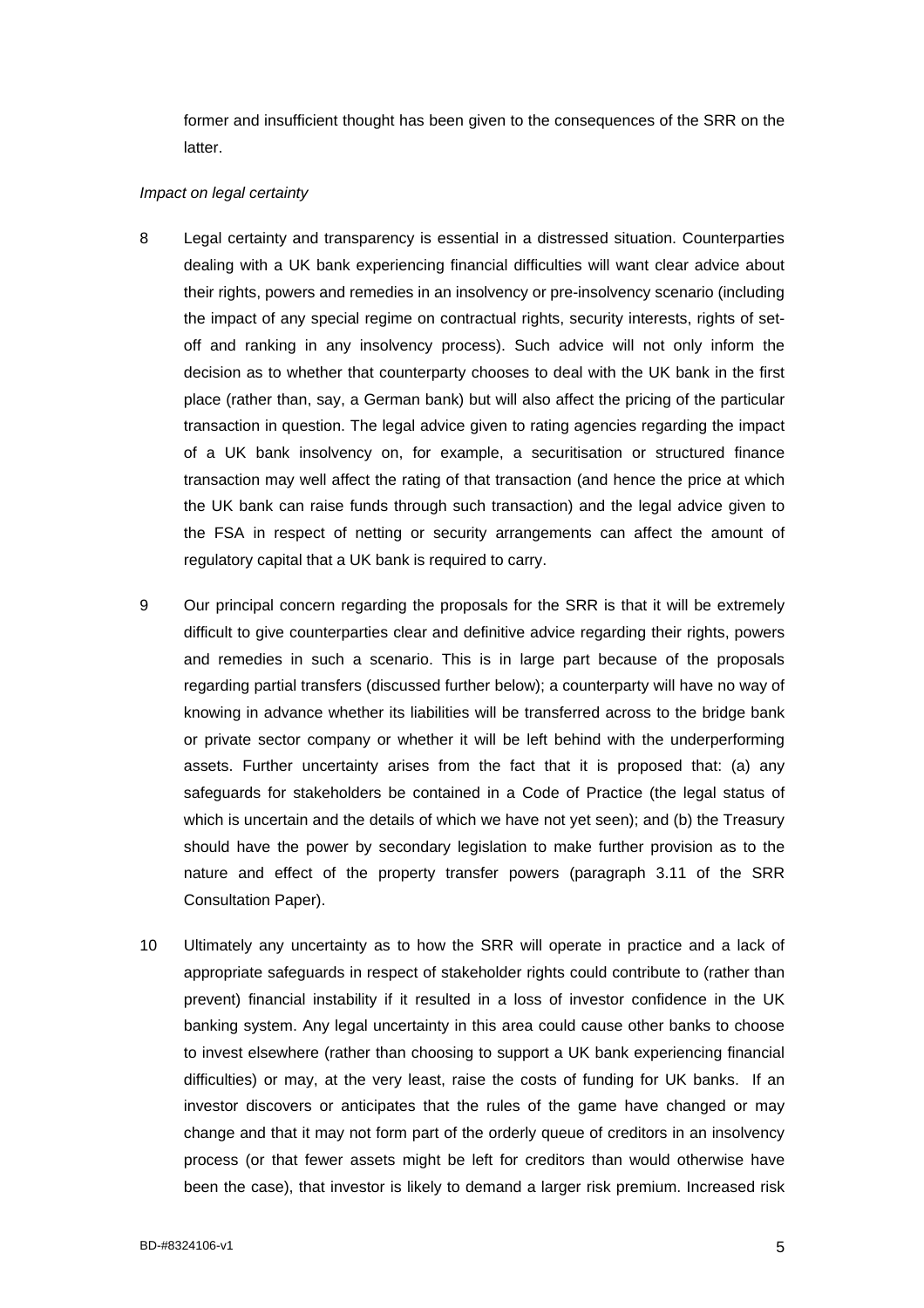former and insufficient thought has been given to the consequences of the SRR on the latter.

*Impact on legal certainty*

8 Legal certainty and transparency is essential in a distressed situation. Counterparties dealing with a UK bank experiencing financial difficulties will want clear advice about their rights, powers and remedies in an insolvency or pre-insolvency scenario (including the impact of any special regime on contractual rights, security interests, rights of set-off and ranking in any insolvency process). Such advice will not only inform the decision as to whether that counterparty chooses to deal with the UK bank in the first place (rather than, say, a German bank) but will also affect the pricing of the particular transaction in question. The legal advice given to rating agencies regarding the impact of a UK bank insolvency on, for example, a securitisation or structured finance transaction may well affect the rating of that transaction (and hence the price at which the UK bank can raise funds through such transaction) and the legal advice given to the FSA in respect of netting or security arrangements can affect the amount of regulatory capital that a UK bank is required to carry.

9 Our principal concern regarding the proposals for the SRR is that it will be extremely difficult to give counterparties clear and definitive advice regarding their rights, powers and remedies in such a scenario. This is in large part because of the proposals regarding partial transfers (discussed further below); a counterparty will have no way of knowing in advance whether its liabilities will be transferred across to the bridge bank or private sector company or whether it will be left behind with the underperforming assets. Further uncertainty arises from the fact that it is proposed that: (a) any safeguards for stakeholders be contained in a Code of Practice (the legal status of which is uncertain and the details of which we have not yet seen); and (b) the Treasury should have the power by secondary legislation to make further provision as to the nature and effect of the property transfer powers (paragraph 3.11 of the SRR Consultation Paper).

10 Ultimately any uncertainty as to how the SRR will operate in practice and a lack of appropriate safeguards in respect of stakeholder rights could contribute to (rather than prevent) financial instability if it resulted in a loss of investor confidence in the UK banking system. Any legal uncertainty in this area could cause other banks to choose to invest elsewhere (rather than choosing to support a UK bank experiencing financial difficulties) or may, at the very least, raise the costs of funding for UK banks. If an investor discovers or anticipates that the rules of the game have changed or may change and that it may not form part of the orderly queue of creditors in an insolvency process (or that fewer assets might be left for creditors than would otherwise have been the case), that investor is likely to demand a larger risk premium. Increased risk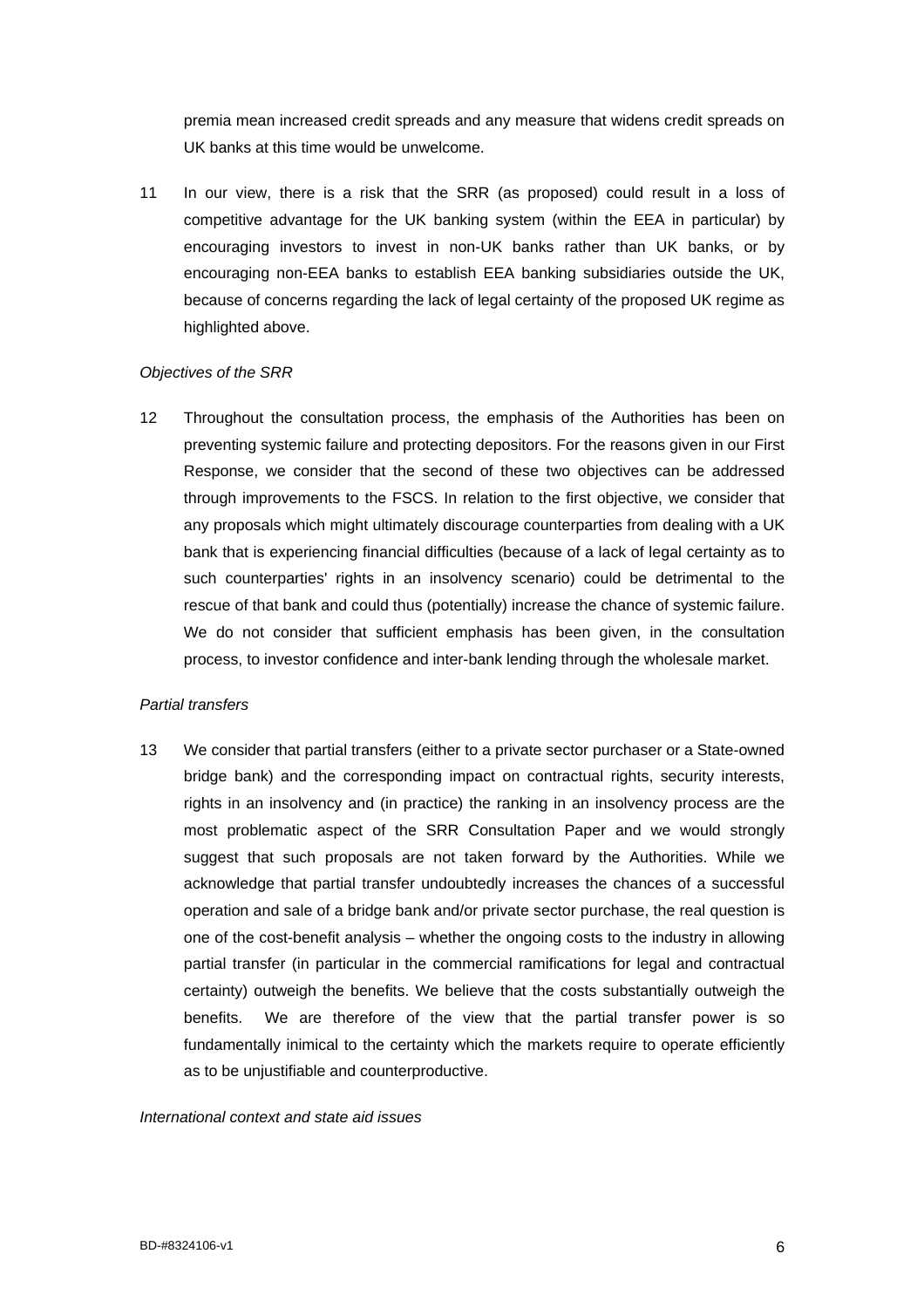premia mean increased credit spreads and any measure that widens credit spreads on UK banks at this time would be unwelcome.

11 In our view, there is a risk that the SRR (as proposed) could result in a loss of competitive advantage for the UK banking system (within the EEA in particular) by encouraging investors to invest in non-UK banks rather than UK banks, or by encouraging non-EEA banks to establish EEA banking subsidiaries outside the UK, because of concerns regarding the lack of legal certainty of the proposed UK regime as highlighted above.

*Objectives of the SRR*

12 Throughout the consultation process, the emphasis of the Authorities has been on preventing systemic failure and protecting depositors. For the reasons given in our First Response, we consider that the second of these two objectives can be addressed through improvements to the FSCS. In relation to the first objective, we consider that any proposals which might ultimately discourage counterparties from dealing with a UK bank that is experiencing financial difficulties (because of a lack of legal certainty as to such counterparties' rights in an insolvency scenario) could be detrimental to the rescue of that bank and could thus (potentially) increase the chance of systemic failure. We do not consider that sufficient emphasis has been given, in the consultation process, to investor confidence and inter-bank lending through the wholesale market.

*Partial transfers*

13 We consider that partial transfers (either to a private sector purchaser or a State-owned bridge bank) and the corresponding impact on contractual rights, security interests, rights in an insolvency and (in practice) the ranking in an insolvency process are the most problematic aspect of the SRR Consultation Paper and we would strongly suggest that such proposals are not taken forward by the Authorities. While we acknowledge that partial transfer undoubtedly increases the chances of a successful operation and sale of a bridge bank and/or private sector purchase, the real question is one of the cost-benefit analysis – whether the ongoing costs to the industry in allowing partial transfer (in particular in the commercial ramifications for legal and contractual certainty) outweigh the benefits. We believe that the costs substantially outweigh the benefits. We are therefore of the view that the partial transfer power is so fundamentally inimical to the certainty which the markets require to operate efficiently as to be unjustifiable and counterproductive.

*International context and state aid issues*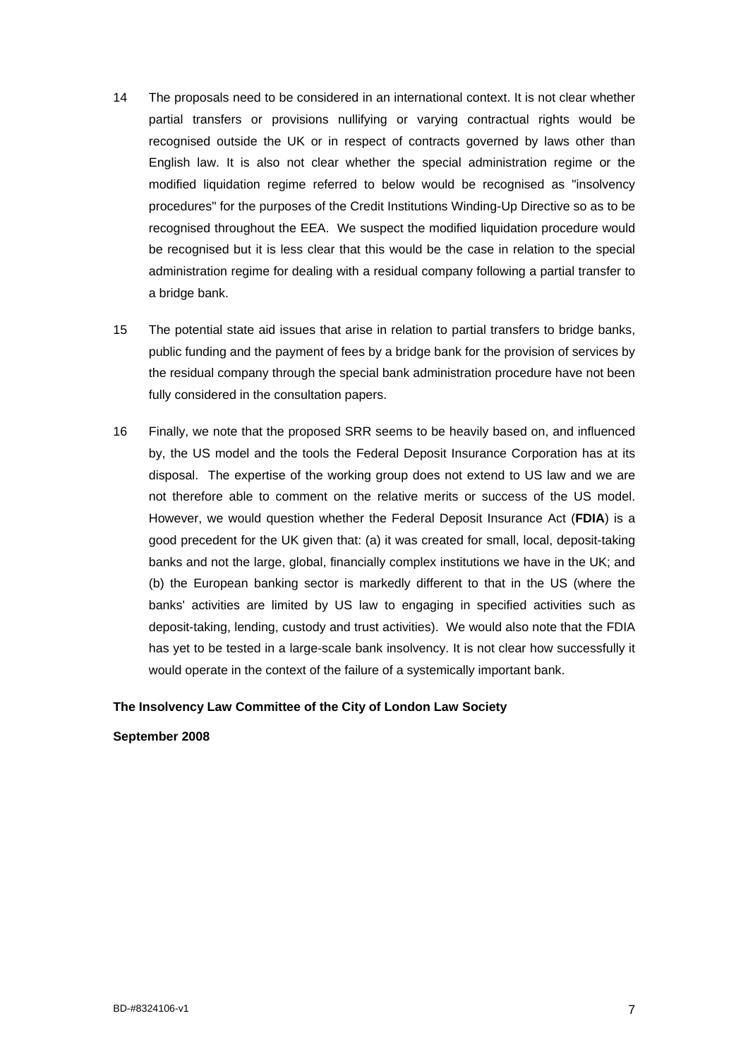14 The proposals need to be considered in an international context. It is not clear whether partial transfers or provisions nullifying or varying contractual rights would be recognised outside the UK or in respect of contracts governed by laws other than English law. It is also not clear whether the special administration regime or the modified liquidation regime referred to below would be recognised as "insolvency procedures" for the purposes of the Credit Institutions Winding-Up Directive so as to be recognised throughout the EEA. We suspect the modified liquidation procedure would be recognised but it is less clear that this would be the case in relation to the special administration regime for dealing with a residual company following a partial transfer to a bridge bank.

15 The potential state aid issues that arise in relation to partial transfers to bridge banks, public funding and the payment of fees by a bridge bank for the provision of services by the residual company through the special bank administration procedure have not been fully considered in the consultation papers.

16 Finally, we note that the proposed SRR seems to be heavily based on, and influenced by, the US model and the tools the Federal Deposit Insurance Corporation has at its disposal. The expertise of the working group does not extend to US law and we are not therefore able to comment on the relative merits or success of the US model. However, we would question whether the Federal Deposit Insurance Act (**FDIA**) is a good precedent for the UK given that: (a) it was created for small, local, deposit-taking banks and not the large, global, financially complex institutions we have in the UK; and (b) the European banking sector is markedly different to that in the US (where the banks' activities are limited by US law to engaging in specified activities such as deposit-taking, lending, custody and trust activities). We would also note that the FDIA has yet to be tested in a large-scale bank insolvency. It is not clear how successfully it would operate in the context of the failure of a systemically important bank.

**The Insolvency Law Committee of the City of London Law Society**

**September 2008**

BD-#8324106-v1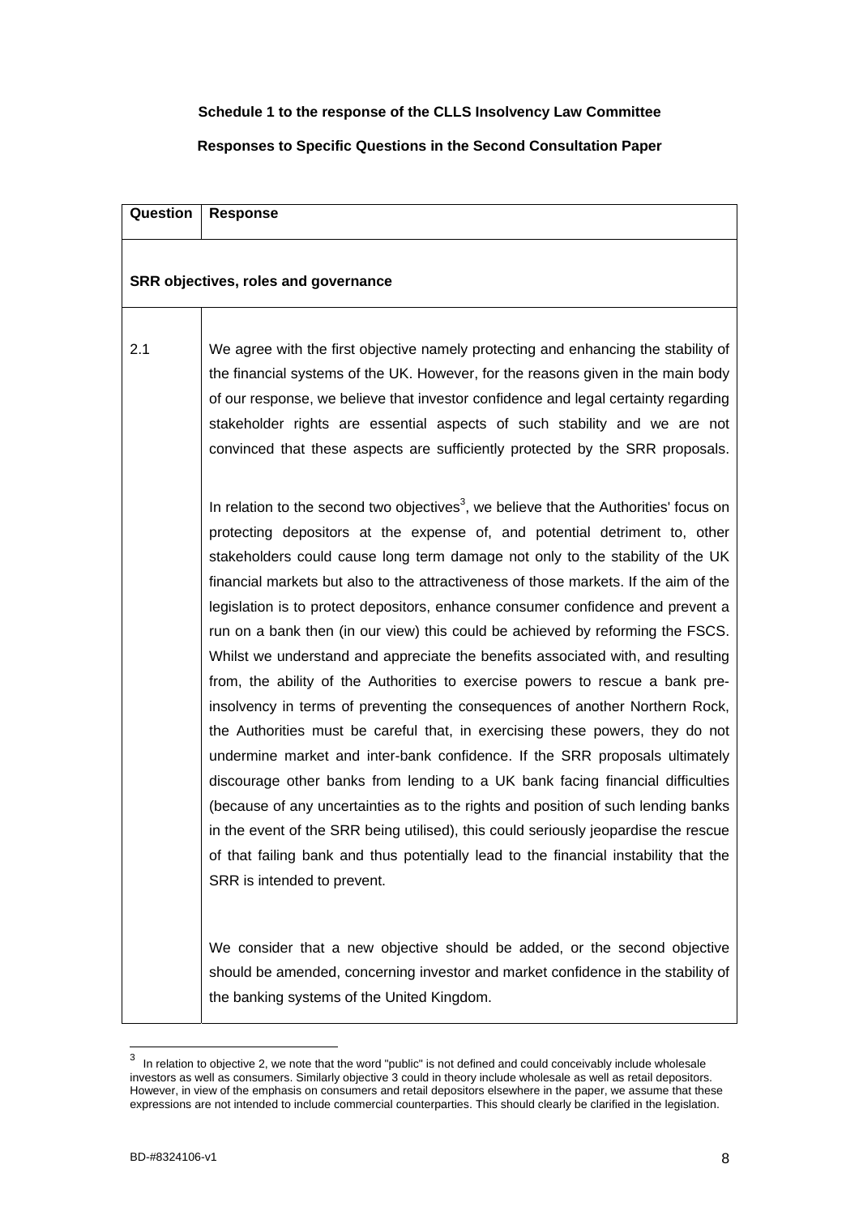**Schedule 1 to the response of the CLLS Insolvency Law Committee**

**Responses to Specific Questions in the Second Consultation Paper**

| Question | Response |
|---|---|
| **SRR objectives, roles and governance** | |
| 2.1 | We agree with the first objective namely protecting and enhancing the stability of the financial systems of the UK. However, for the reasons given in the main body of our response, we believe that investor confidence and legal certainty regarding stakeholder rights are essential aspects of such stability and we are not convinced that these aspects are sufficiently protected by the SRR proposals.<br><br>In relation to the second two objectives[3], we believe that the Authorities' focus on protecting depositors at the expense of, and potential detriment to, other stakeholders could cause long term damage not only to the stability of the UK financial markets but also to the attractiveness of those markets. If the aim of the legislation is to protect depositors, enhance consumer confidence and prevent a run on a bank then (in our view) this could be achieved by reforming the FSCS. Whilst we understand and appreciate the benefits associated with, and resulting from, the ability of the Authorities to exercise powers to rescue a bank pre-insolvency in terms of preventing the consequences of another Northern Rock, the Authorities must be careful that, in exercising these powers, they do not undermine market and inter-bank confidence. If the SRR proposals ultimately discourage other banks from lending to a UK bank facing financial difficulties (because of any uncertainties as to the rights and position of such lending banks in the event of the SRR being utilised), this could seriously jeopardise the rescue of that failing bank and thus potentially lead to the financial instability that the SRR is intended to prevent.<br><br>We consider that a new objective should be added, or the second objective should be amended, concerning investor and market confidence in the stability of the banking systems of the United Kingdom. |

[3] In relation to objective 2, we note that the word "public" is not defined and could conceivably include wholesale investors as well as consumers. Similarly objective 3 could in theory include wholesale as well as retail depositors. However, in view of the emphasis on consumers and retail depositors elsewhere in the paper, we assume that these expressions are not intended to include commercial counterparties. This should clearly be clarified in the legislation.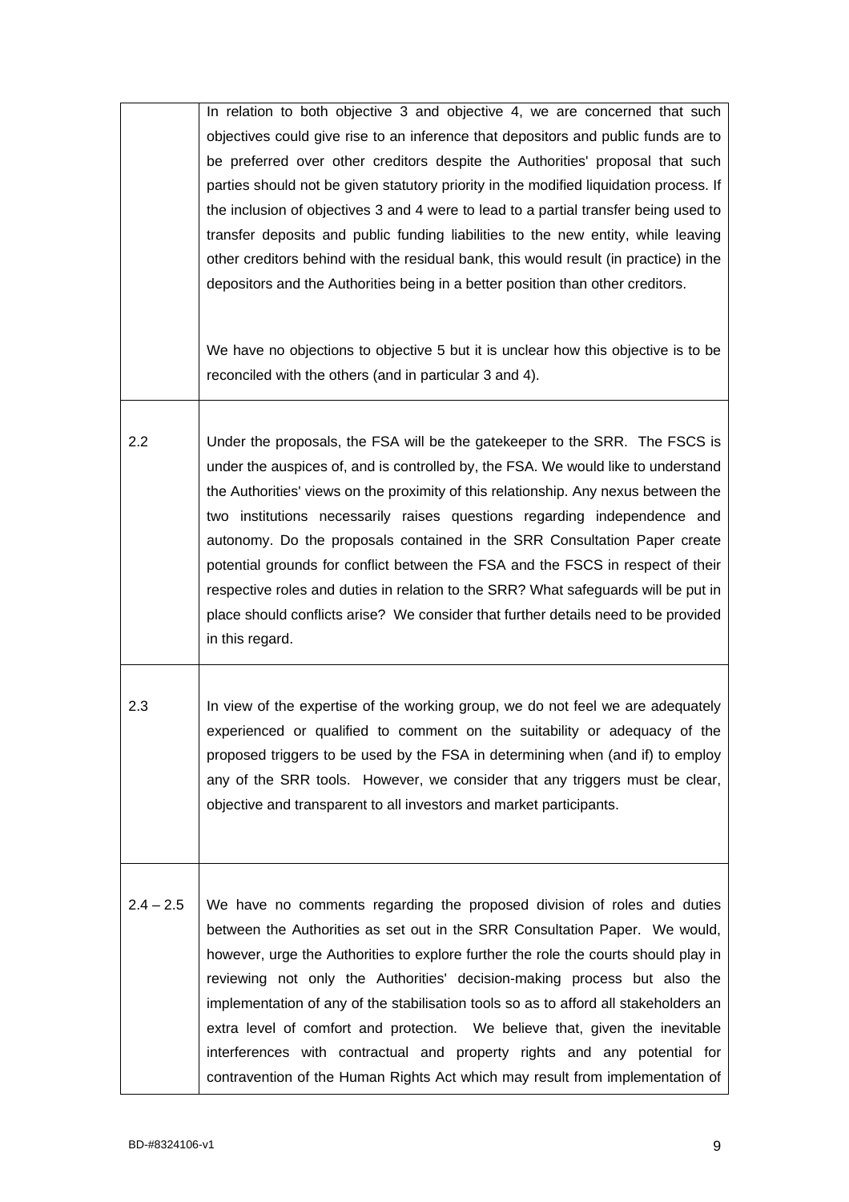| | |
|---|---|
| | In relation to both objective 3 and objective 4, we are concerned that such objectives could give rise to an inference that depositors and public funds are to be preferred over other creditors despite the Authorities' proposal that such parties should not be given statutory priority in the modified liquidation process. If the inclusion of objectives 3 and 4 were to lead to a partial transfer being used to transfer deposits and public funding liabilities to the new entity, while leaving other creditors behind with the residual bank, this would result (in practice) in the depositors and the Authorities being in a better position than other creditors.<br><br>We have no objections to objective 5 but it is unclear how this objective is to be reconciled with the others (and in particular 3 and 4). |
| 2.2 | Under the proposals, the FSA will be the gatekeeper to the SRR. The FSCS is under the auspices of, and is controlled by, the FSA. We would like to understand the Authorities' views on the proximity of this relationship. Any nexus between the two institutions necessarily raises questions regarding independence and autonomy. Do the proposals contained in the SRR Consultation Paper create potential grounds for conflict between the FSA and the FSCS in respect of their respective roles and duties in relation to the SRR? What safeguards will be put in place should conflicts arise? We consider that further details need to be provided in this regard. |
| 2.3 | In view of the expertise of the working group, we do not feel we are adequately experienced or qualified to comment on the suitability or adequacy of the proposed triggers to be used by the FSA in determining when (and if) to employ any of the SRR tools. However, we consider that any triggers must be clear, objective and transparent to all investors and market participants. |
| 2.4 – 2.5 | We have no comments regarding the proposed division of roles and duties between the Authorities as set out in the SRR Consultation Paper. We would, however, urge the Authorities to explore further the role the courts should play in reviewing not only the Authorities' decision-making process but also the implementation of any of the stabilisation tools so as to afford all stakeholders an extra level of comfort and protection. We believe that, given the inevitable interferences with contractual and property rights and any potential for contravention of the Human Rights Act which may result from implementation of |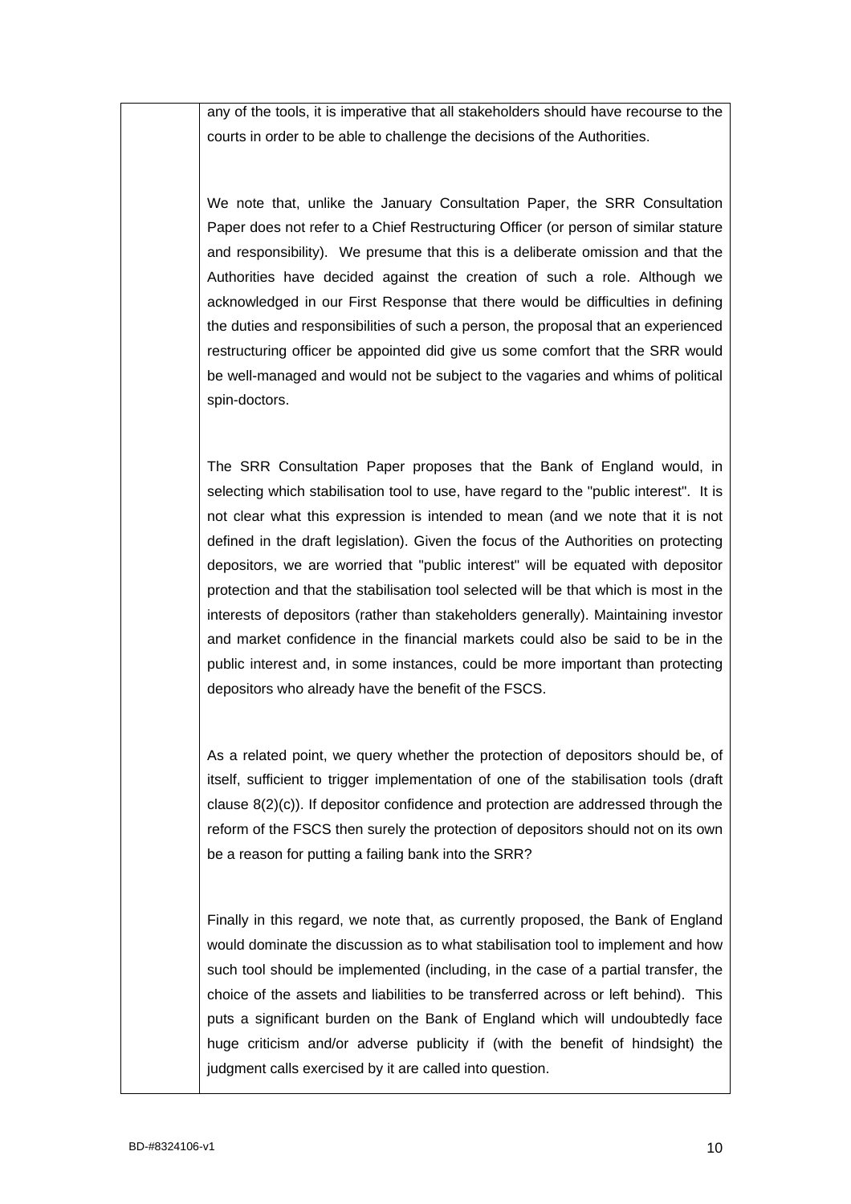| | |
|---|---|
| | any of the tools, it is imperative that all stakeholders should have recourse to the courts in order to be able to challenge the decisions of the Authorities.<br><br>We note that, unlike the January Consultation Paper, the SRR Consultation Paper does not refer to a Chief Restructuring Officer (or person of similar stature and responsibility). We presume that this is a deliberate omission and that the Authorities have decided against the creation of such a role. Although we acknowledged in our First Response that there would be difficulties in defining the duties and responsibilities of such a person, the proposal that an experienced restructuring officer be appointed did give us some comfort that the SRR would be well-managed and would not be subject to the vagaries and whims of political spin-doctors.<br><br>The SRR Consultation Paper proposes that the Bank of England would, in selecting which stabilisation tool to use, have regard to the "public interest". It is not clear what this expression is intended to mean (and we note that it is not defined in the draft legislation). Given the focus of the Authorities on protecting depositors, we are worried that "public interest" will be equated with depositor protection and that the stabilisation tool selected will be that which is most in the interests of depositors (rather than stakeholders generally). Maintaining investor and market confidence in the financial markets could also be said to be in the public interest and, in some instances, could be more important than protecting depositors who already have the benefit of the FSCS.<br><br>As a related point, we query whether the protection of depositors should be, of itself, sufficient to trigger implementation of one of the stabilisation tools (draft clause 8(2)(c)). If depositor confidence and protection are addressed through the reform of the FSCS then surely the protection of depositors should not on its own be a reason for putting a failing bank into the SRR?<br><br>Finally in this regard, we note that, as currently proposed, the Bank of England would dominate the discussion as to what stabilisation tool to implement and how such tool should be implemented (including, in the case of a partial transfer, the choice of the assets and liabilities to be transferred across or left behind). This puts a significant burden on the Bank of England which will undoubtedly face huge criticism and/or adverse publicity if (with the benefit of hindsight) the judgment calls exercised by it are called into question. |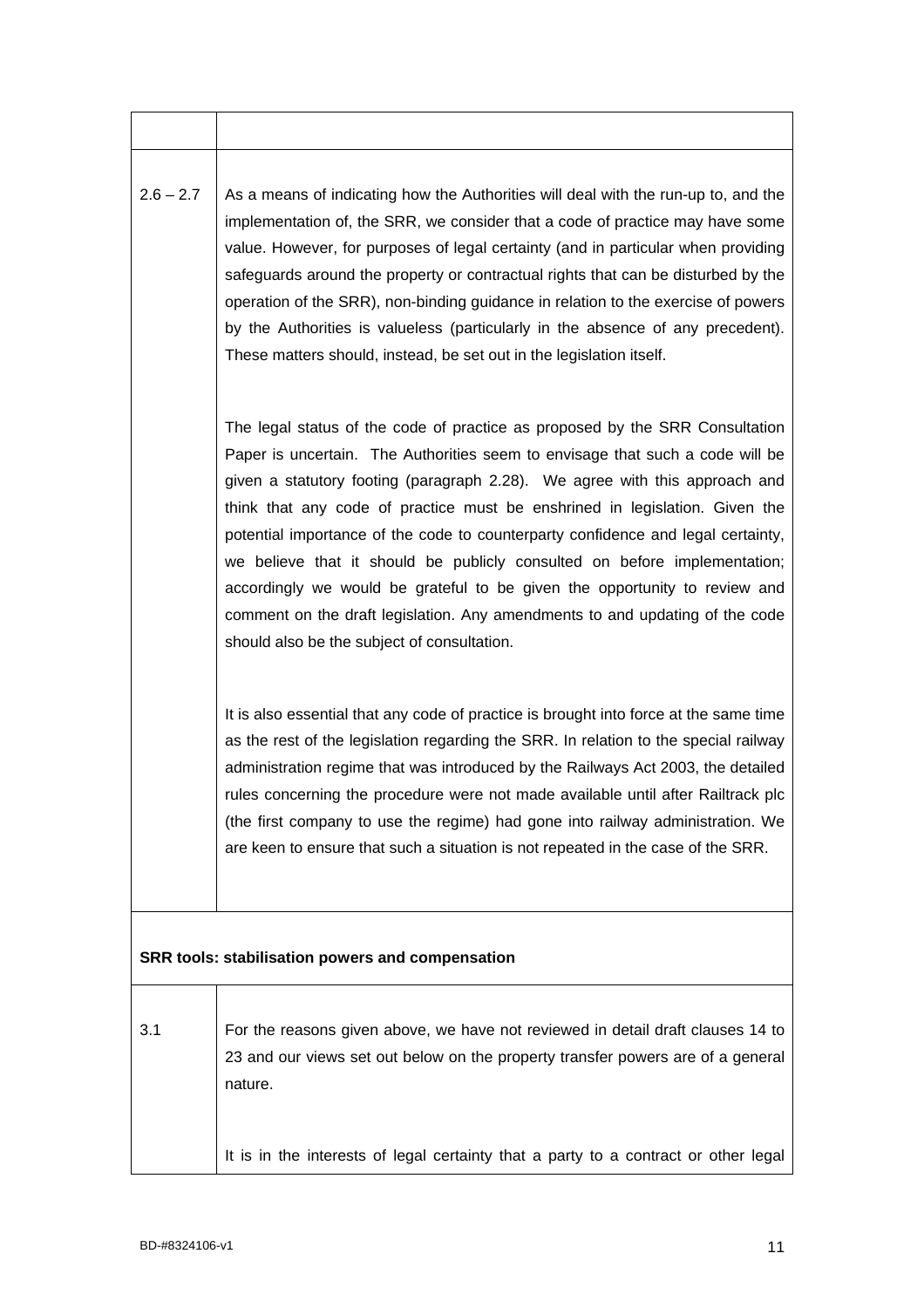| | |
|---|---|
| 2.6 – 2.7 | As a means of indicating how the Authorities will deal with the run-up to, and the implementation of, the SRR, we consider that a code of practice may have some value. However, for purposes of legal certainty (and in particular when providing safeguards around the property or contractual rights that can be disturbed by the operation of the SRR), non-binding guidance in relation to the exercise of powers by the Authorities is valueless (particularly in the absence of any precedent). These matters should, instead, be set out in the legislation itself.<br><br>The legal status of the code of practice as proposed by the SRR Consultation Paper is uncertain. The Authorities seem to envisage that such a code will be given a statutory footing (paragraph 2.28). We agree with this approach and think that any code of practice must be enshrined in legislation. Given the potential importance of the code to counterparty confidence and legal certainty, we believe that it should be publicly consulted on before implementation; accordingly we would be grateful to be given the opportunity to review and comment on the draft legislation. Any amendments to and updating of the code should also be the subject of consultation.<br><br>It is also essential that any code of practice is brought into force at the same time as the rest of the legislation regarding the SRR. In relation to the special railway administration regime that was introduced by the Railways Act 2003, the detailed rules concerning the procedure were not made available until after Railtrack plc (the first company to use the regime) had gone into railway administration. We are keen to ensure that such a situation is not repeated in the case of the SRR. |
| **SRR tools: stabilisation powers and compensation** | |
| 3.1 | For the reasons given above, we have not reviewed in detail draft clauses 14 to 23 and our views set out below on the property transfer powers are of a general nature.<br><br>It is in the interests of legal certainty that a party to a contract or other legal |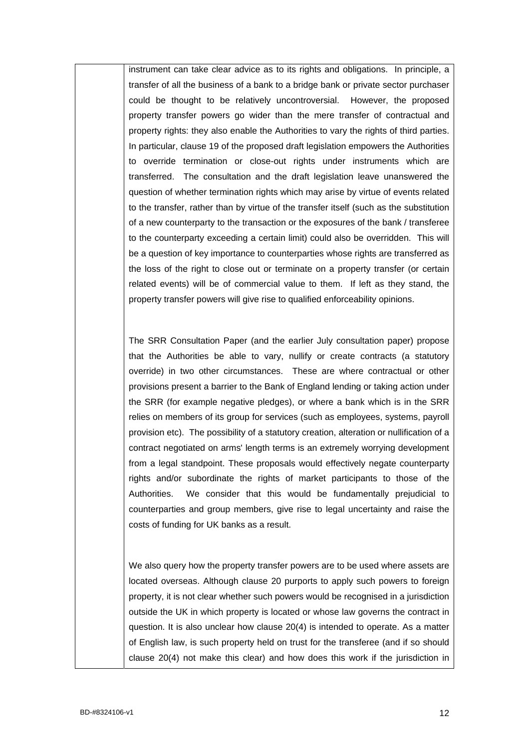instrument can take clear advice as to its rights and obligations. In principle, a transfer of all the business of a bank to a bridge bank or private sector purchaser could be thought to be relatively uncontroversial. However, the proposed property transfer powers go wider than the mere transfer of contractual and property rights: they also enable the Authorities to vary the rights of third parties. In particular, clause 19 of the proposed draft legislation empowers the Authorities to override termination or close-out rights under instruments which are transferred. The consultation and the draft legislation leave unanswered the question of whether termination rights which may arise by virtue of events related to the transfer, rather than by virtue of the transfer itself (such as the substitution of a new counterparty to the transaction or the exposures of the bank / transferee to the counterparty exceeding a certain limit) could also be overridden. This will be a question of key importance to counterparties whose rights are transferred as the loss of the right to close out or terminate on a property transfer (or certain related events) will be of commercial value to them. If left as they stand, the property transfer powers will give rise to qualified enforceability opinions.

The SRR Consultation Paper (and the earlier July consultation paper) propose that the Authorities be able to vary, nullify or create contracts (a statutory override) in two other circumstances. These are where contractual or other provisions present a barrier to the Bank of England lending or taking action under the SRR (for example negative pledges), or where a bank which is in the SRR relies on members of its group for services (such as employees, systems, payroll provision etc). The possibility of a statutory creation, alteration or nullification of a contract negotiated on arms' length terms is an extremely worrying development from a legal standpoint. These proposals would effectively negate counterparty rights and/or subordinate the rights of market participants to those of the Authorities. We consider that this would be fundamentally prejudicial to counterparties and group members, give rise to legal uncertainty and raise the costs of funding for UK banks as a result.

We also query how the property transfer powers are to be used where assets are located overseas. Although clause 20 purports to apply such powers to foreign property, it is not clear whether such powers would be recognised in a jurisdiction outside the UK in which property is located or whose law governs the contract in question. It is also unclear how clause 20(4) is intended to operate. As a matter of English law, is such property held on trust for the transferee (and if so should clause 20(4) not make this clear) and how does this work if the jurisdiction in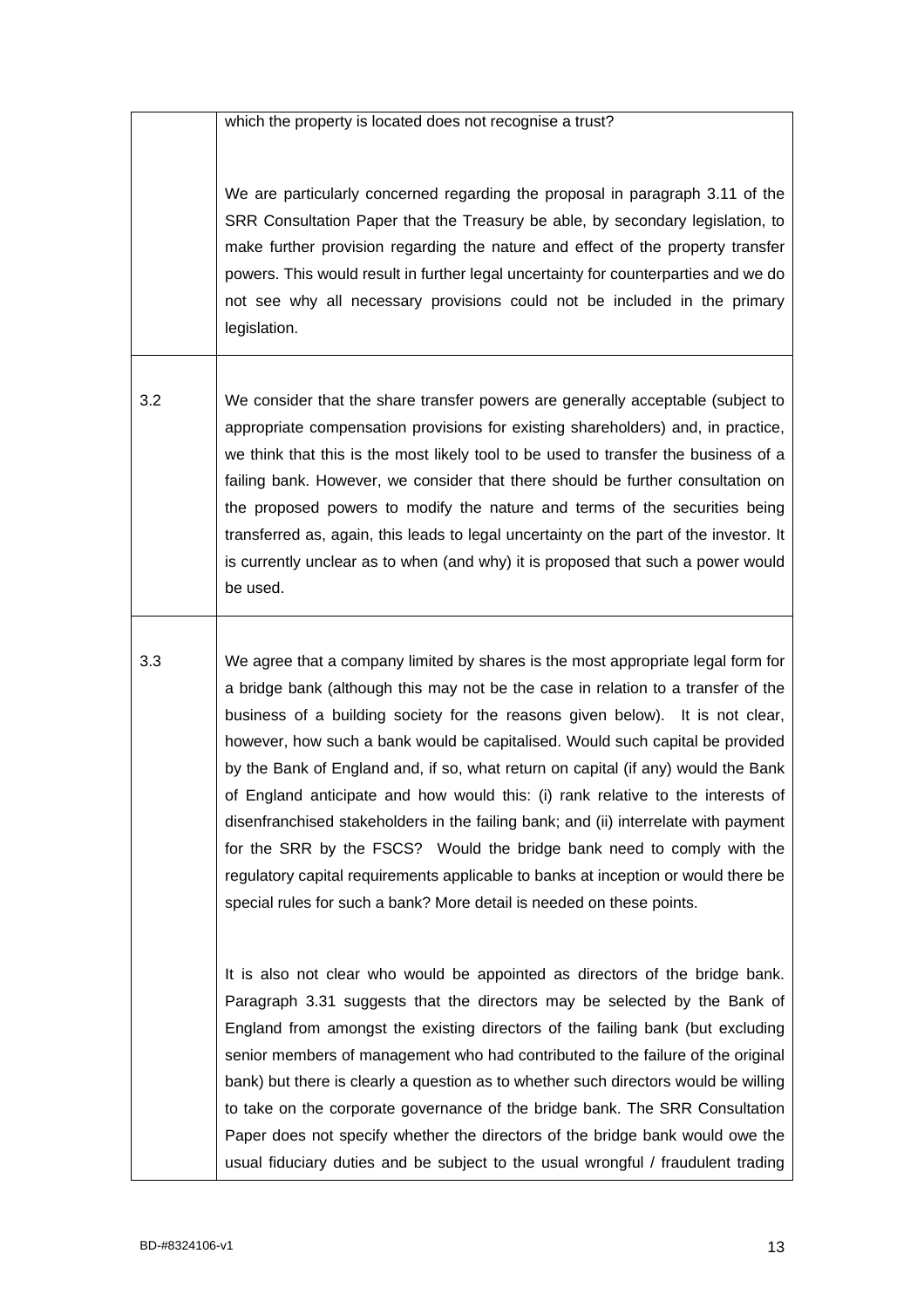| | |
|---|---|
| | which the property is located does not recognise a trust?<br><br>We are particularly concerned regarding the proposal in paragraph 3.11 of the SRR Consultation Paper that the Treasury be able, by secondary legislation, to make further provision regarding the nature and effect of the property transfer powers. This would result in further legal uncertainty for counterparties and we do not see why all necessary provisions could not be included in the primary legislation. |
| 3.2 | We consider that the share transfer powers are generally acceptable (subject to appropriate compensation provisions for existing shareholders) and, in practice, we think that this is the most likely tool to be used to transfer the business of a failing bank. However, we consider that there should be further consultation on the proposed powers to modify the nature and terms of the securities being transferred as, again, this leads to legal uncertainty on the part of the investor. It is currently unclear as to when (and why) it is proposed that such a power would be used. |
| 3.3 | We agree that a company limited by shares is the most appropriate legal form for a bridge bank (although this may not be the case in relation to a transfer of the business of a building society for the reasons given below). It is not clear, however, how such a bank would be capitalised. Would such capital be provided by the Bank of England and, if so, what return on capital (if any) would the Bank of England anticipate and how would this: (i) rank relative to the interests of disenfranchised stakeholders in the failing bank; and (ii) interrelate with payment for the SRR by the FSCS? Would the bridge bank need to comply with the regulatory capital requirements applicable to banks at inception or would there be special rules for such a bank? More detail is needed on these points.<br><br>It is also not clear who would be appointed as directors of the bridge bank. Paragraph 3.31 suggests that the directors may be selected by the Bank of England from amongst the existing directors of the failing bank (but excluding senior members of management who had contributed to the failure of the original bank) but there is clearly a question as to whether such directors would be willing to take on the corporate governance of the bridge bank. The SRR Consultation Paper does not specify whether the directors of the bridge bank would owe the usual fiduciary duties and be subject to the usual wrongful / fraudulent trading |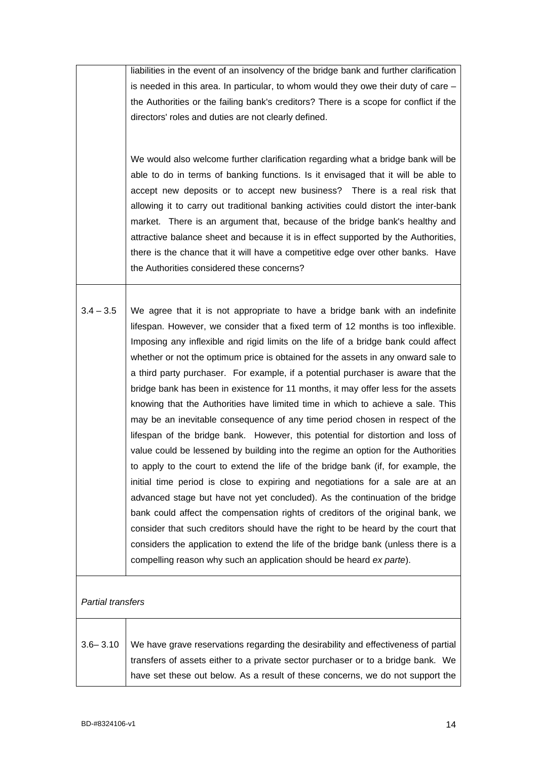| | |
|---|---|
| | liabilities in the event of an insolvency of the bridge bank and further clarification is needed in this area. In particular, to whom would they owe their duty of care – the Authorities or the failing bank's creditors? There is a scope for conflict if the directors' roles and duties are not clearly defined.<br><br>We would also welcome further clarification regarding what a bridge bank will be able to do in terms of banking functions. Is it envisaged that it will be able to accept new deposits or to accept new business? There is a real risk that allowing it to carry out traditional banking activities could distort the inter-bank market. There is an argument that, because of the bridge bank's healthy and attractive balance sheet and because it is in effect supported by the Authorities, there is the chance that it will have a competitive edge over other banks. Have the Authorities considered these concerns? |
| 3.4 – 3.5 | We agree that it is not appropriate to have a bridge bank with an indefinite lifespan. However, we consider that a fixed term of 12 months is too inflexible. Imposing any inflexible and rigid limits on the life of a bridge bank could affect whether or not the optimum price is obtained for the assets in any onward sale to a third party purchaser. For example, if a potential purchaser is aware that the bridge bank has been in existence for 11 months, it may offer less for the assets knowing that the Authorities have limited time in which to achieve a sale. This may be an inevitable consequence of any time period chosen in respect of the lifespan of the bridge bank. However, this potential for distortion and loss of value could be lessened by building into the regime an option for the Authorities to apply to the court to extend the life of the bridge bank (if, for example, the initial time period is close to expiring and negotiations for a sale are at an advanced stage but have not yet concluded). As the continuation of the bridge bank could affect the compensation rights of creditors of the original bank, we consider that such creditors should have the right to be heard by the court that considers the application to extend the life of the bridge bank (unless there is a compelling reason why such an application should be heard *ex parte*). |
| *Partial transfers* | |
| 3.6– 3.10 | We have grave reservations regarding the desirability and effectiveness of partial transfers of assets either to a private sector purchaser or to a bridge bank. We have set these out below. As a result of these concerns, we do not support the |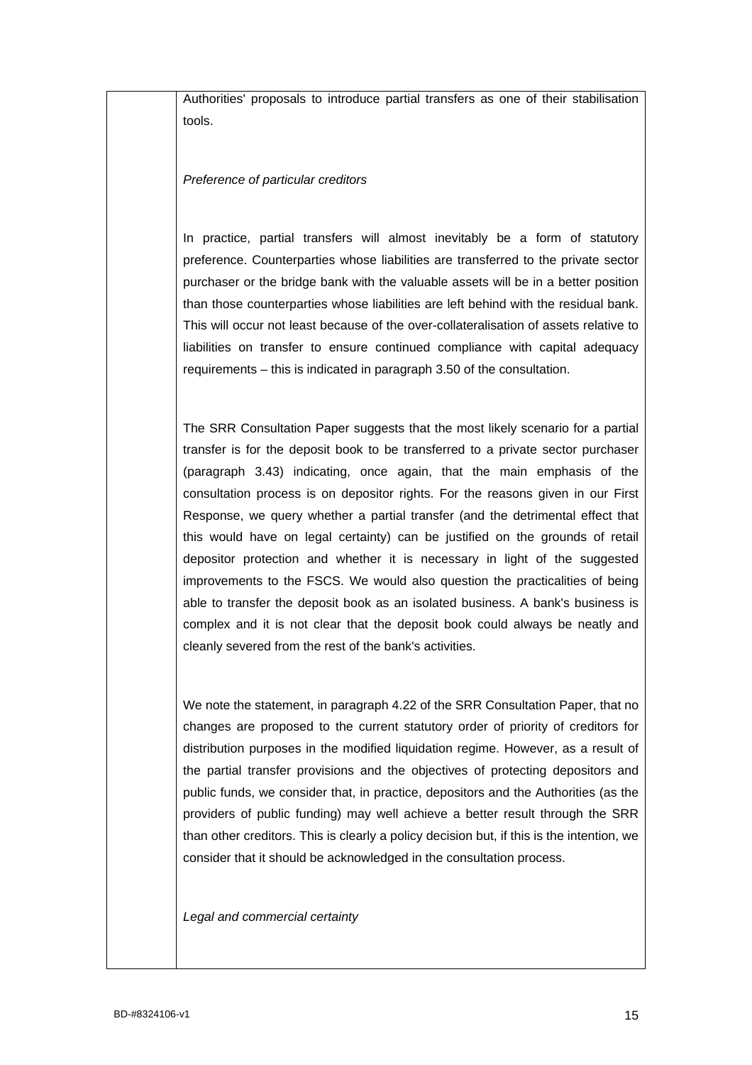Authorities' proposals to introduce partial transfers as one of their stabilisation tools.

*Preference of particular creditors*

In practice, partial transfers will almost inevitably be a form of statutory preference. Counterparties whose liabilities are transferred to the private sector purchaser or the bridge bank with the valuable assets will be in a better position than those counterparties whose liabilities are left behind with the residual bank. This will occur not least because of the over-collateralisation of assets relative to liabilities on transfer to ensure continued compliance with capital adequacy requirements – this is indicated in paragraph 3.50 of the consultation.

The SRR Consultation Paper suggests that the most likely scenario for a partial transfer is for the deposit book to be transferred to a private sector purchaser (paragraph 3.43) indicating, once again, that the main emphasis of the consultation process is on depositor rights. For the reasons given in our First Response, we query whether a partial transfer (and the detrimental effect that this would have on legal certainty) can be justified on the grounds of retail depositor protection and whether it is necessary in light of the suggested improvements to the FSCS. We would also question the practicalities of being able to transfer the deposit book as an isolated business. A bank's business is complex and it is not clear that the deposit book could always be neatly and cleanly severed from the rest of the bank's activities.

We note the statement, in paragraph 4.22 of the SRR Consultation Paper, that no changes are proposed to the current statutory order of priority of creditors for distribution purposes in the modified liquidation regime. However, as a result of the partial transfer provisions and the objectives of protecting depositors and public funds, we consider that, in practice, depositors and the Authorities (as the providers of public funding) may well achieve a better result through the SRR than other creditors. This is clearly a policy decision but, if this is the intention, we consider that it should be acknowledged in the consultation process.

*Legal and commercial certainty*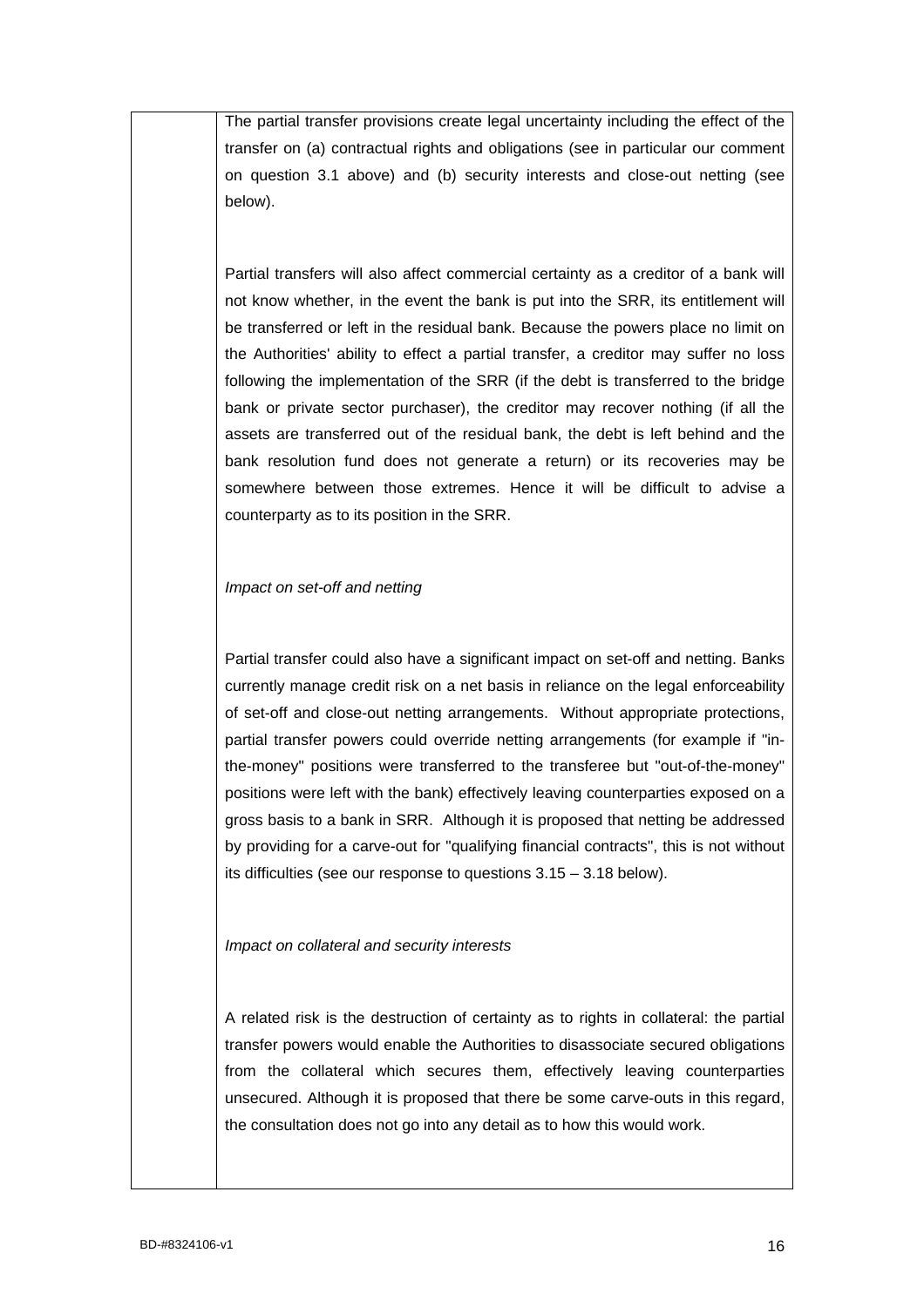|  | The partial transfer provisions create legal uncertainty including the effect of the transfer on (a) contractual rights and obligations (see in particular our comment on question 3.1 above) and (b) security interests and close-out netting (see below).<br><br>Partial transfers will also affect commercial certainty as a creditor of a bank will not know whether, in the event the bank is put into the SRR, its entitlement will be transferred or left in the residual bank. Because the powers place no limit on the Authorities' ability to effect a partial transfer, a creditor may suffer no loss following the implementation of the SRR (if the debt is transferred to the bridge bank or private sector purchaser), the creditor may recover nothing (if all the assets are transferred out of the residual bank, the debt is left behind and the bank resolution fund does not generate a return) or its recoveries may be somewhere between those extremes. Hence it will be difficult to advise a counterparty as to its position in the SRR.<br><br>*Impact on set-off and netting*<br><br>Partial transfer could also have a significant impact on set-off and netting. Banks currently manage credit risk on a net basis in reliance on the legal enforceability of set-off and close-out netting arrangements. Without appropriate protections, partial transfer powers could override netting arrangements (for example if "in-the-money" positions were transferred to the transferee but "out-of-the-money" positions were left with the bank) effectively leaving counterparties exposed on a gross basis to a bank in SRR. Although it is proposed that netting be addressed by providing for a carve-out for "qualifying financial contracts", this is not without its difficulties (see our response to questions 3.15 – 3.18 below).<br><br>*Impact on collateral and security interests*<br><br>A related risk is the destruction of certainty as to rights in collateral: the partial transfer powers would enable the Authorities to disassociate secured obligations from the collateral which secures them, effectively leaving counterparties unsecured. Although it is proposed that there be some carve-outs in this regard, the consultation does not go into any detail as to how this would work. |
|---|---|

BD-#8324106-v1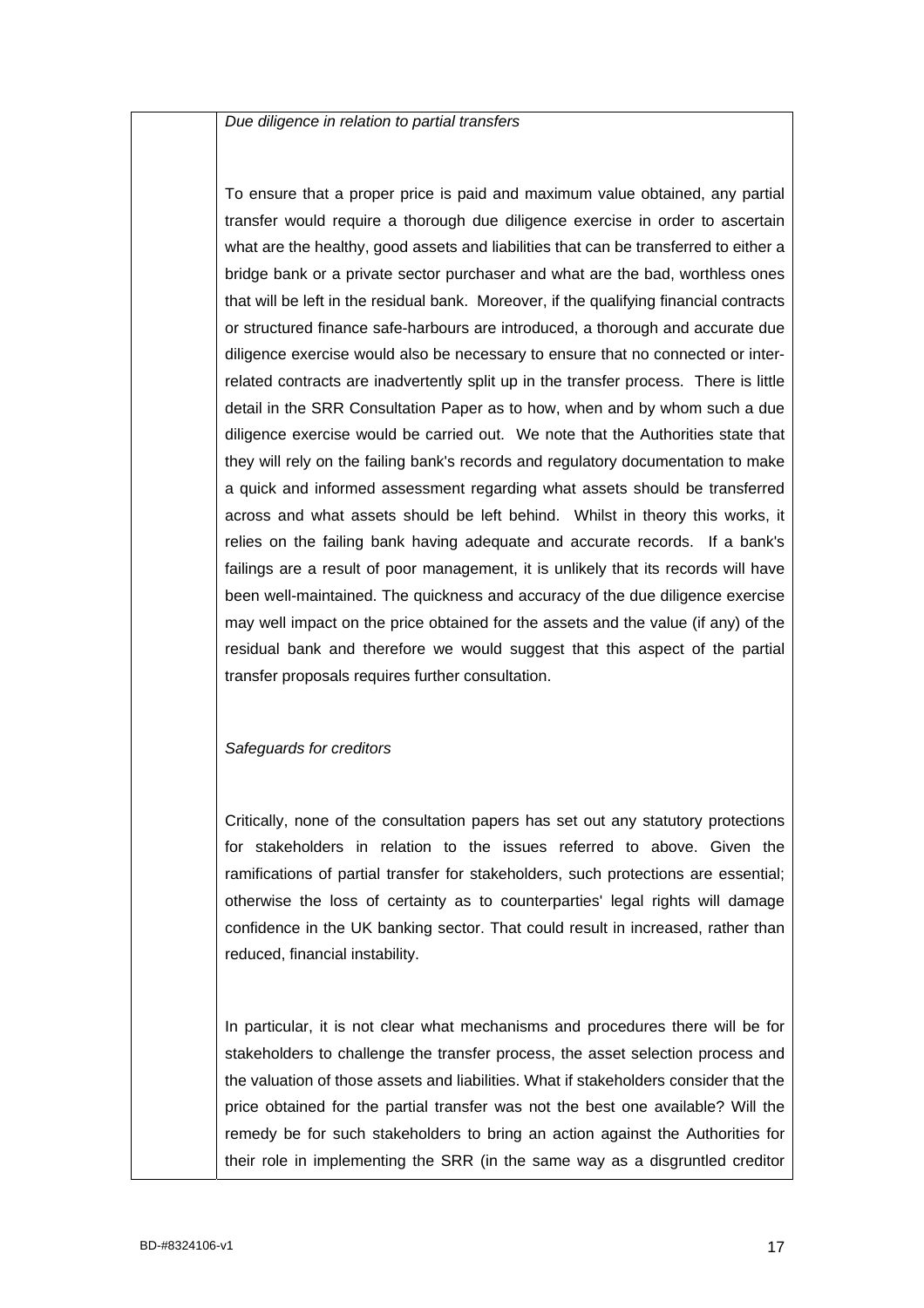*Due diligence in relation to partial transfers*

To ensure that a proper price is paid and maximum value obtained, any partial transfer would require a thorough due diligence exercise in order to ascertain what are the healthy, good assets and liabilities that can be transferred to either a bridge bank or a private sector purchaser and what are the bad, worthless ones that will be left in the residual bank. Moreover, if the qualifying financial contracts or structured finance safe-harbours are introduced, a thorough and accurate due diligence exercise would also be necessary to ensure that no connected or inter-related contracts are inadvertently split up in the transfer process. There is little detail in the SRR Consultation Paper as to how, when and by whom such a due diligence exercise would be carried out. We note that the Authorities state that they will rely on the failing bank's records and regulatory documentation to make a quick and informed assessment regarding what assets should be transferred across and what assets should be left behind. Whilst in theory this works, it relies on the failing bank having adequate and accurate records. If a bank's failings are a result of poor management, it is unlikely that its records will have been well-maintained. The quickness and accuracy of the due diligence exercise may well impact on the price obtained for the assets and the value (if any) of the residual bank and therefore we would suggest that this aspect of the partial transfer proposals requires further consultation.

*Safeguards for creditors*

Critically, none of the consultation papers has set out any statutory protections for stakeholders in relation to the issues referred to above. Given the ramifications of partial transfer for stakeholders, such protections are essential; otherwise the loss of certainty as to counterparties' legal rights will damage confidence in the UK banking sector. That could result in increased, rather than reduced, financial instability.

In particular, it is not clear what mechanisms and procedures there will be for stakeholders to challenge the transfer process, the asset selection process and the valuation of those assets and liabilities. What if stakeholders consider that the price obtained for the partial transfer was not the best one available? Will the remedy be for such stakeholders to bring an action against the Authorities for their role in implementing the SRR (in the same way as a disgruntled creditor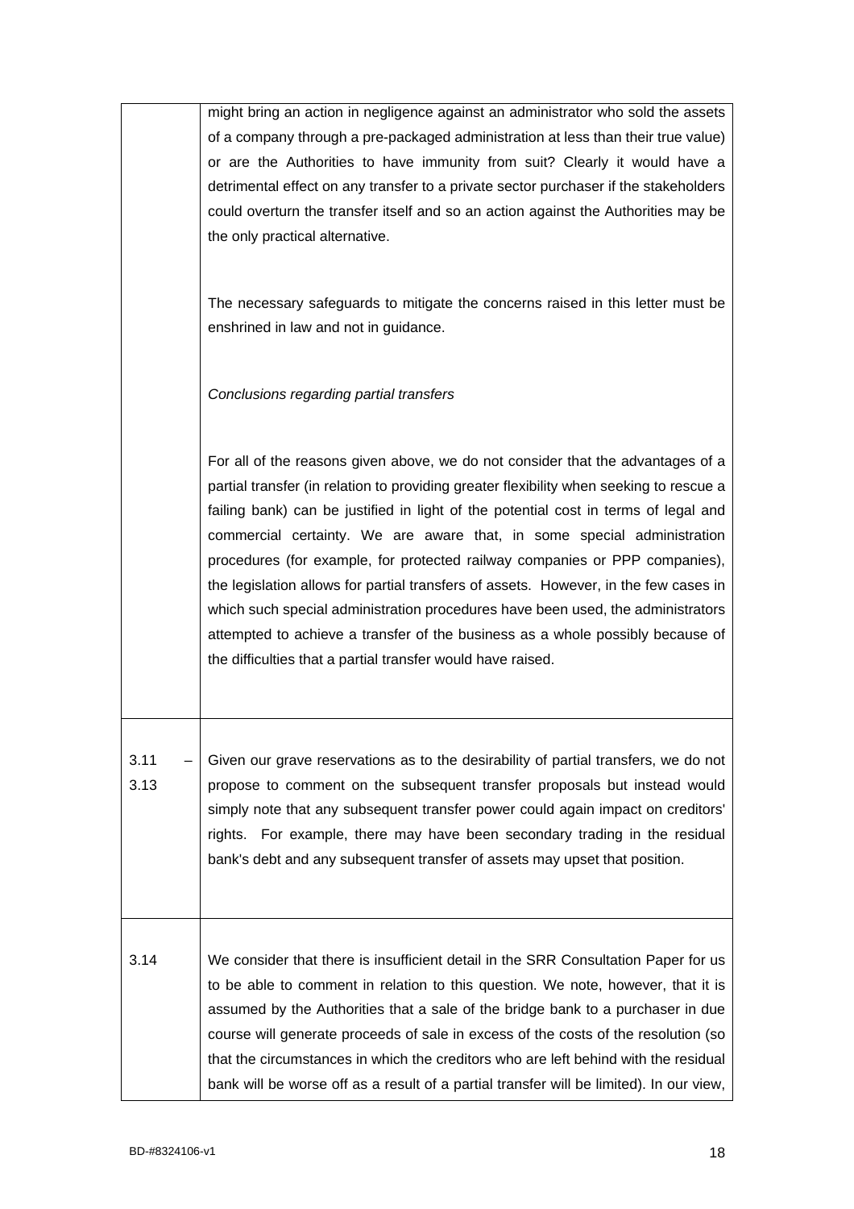| | |
|---|---|
| | might bring an action in negligence against an administrator who sold the assets of a company through a pre-packaged administration at less than their true value) or are the Authorities to have immunity from suit? Clearly it would have a detrimental effect on any transfer to a private sector purchaser if the stakeholders could overturn the transfer itself and so an action against the Authorities may be the only practical alternative.<br><br>The necessary safeguards to mitigate the concerns raised in this letter must be enshrined in law and not in guidance.<br><br>*Conclusions regarding partial transfers*<br><br>For all of the reasons given above, we do not consider that the advantages of a partial transfer (in relation to providing greater flexibility when seeking to rescue a failing bank) can be justified in light of the potential cost in terms of legal and commercial certainty. We are aware that, in some special administration procedures (for example, for protected railway companies or PPP companies), the legislation allows for partial transfers of assets. However, in the few cases in which such special administration procedures have been used, the administrators attempted to achieve a transfer of the business as a whole possibly because of the difficulties that a partial transfer would have raised. |
| 3.11 – 3.13 | Given our grave reservations as to the desirability of partial transfers, we do not propose to comment on the subsequent transfer proposals but instead would simply note that any subsequent transfer power could again impact on creditors' rights. For example, there may have been secondary trading in the residual bank's debt and any subsequent transfer of assets may upset that position. |
| 3.14 | We consider that there is insufficient detail in the SRR Consultation Paper for us to be able to comment in relation to this question. We note, however, that it is assumed by the Authorities that a sale of the bridge bank to a purchaser in due course will generate proceeds of sale in excess of the costs of the resolution (so that the circumstances in which the creditors who are left behind with the residual bank will be worse off as a result of a partial transfer will be limited). In our view, |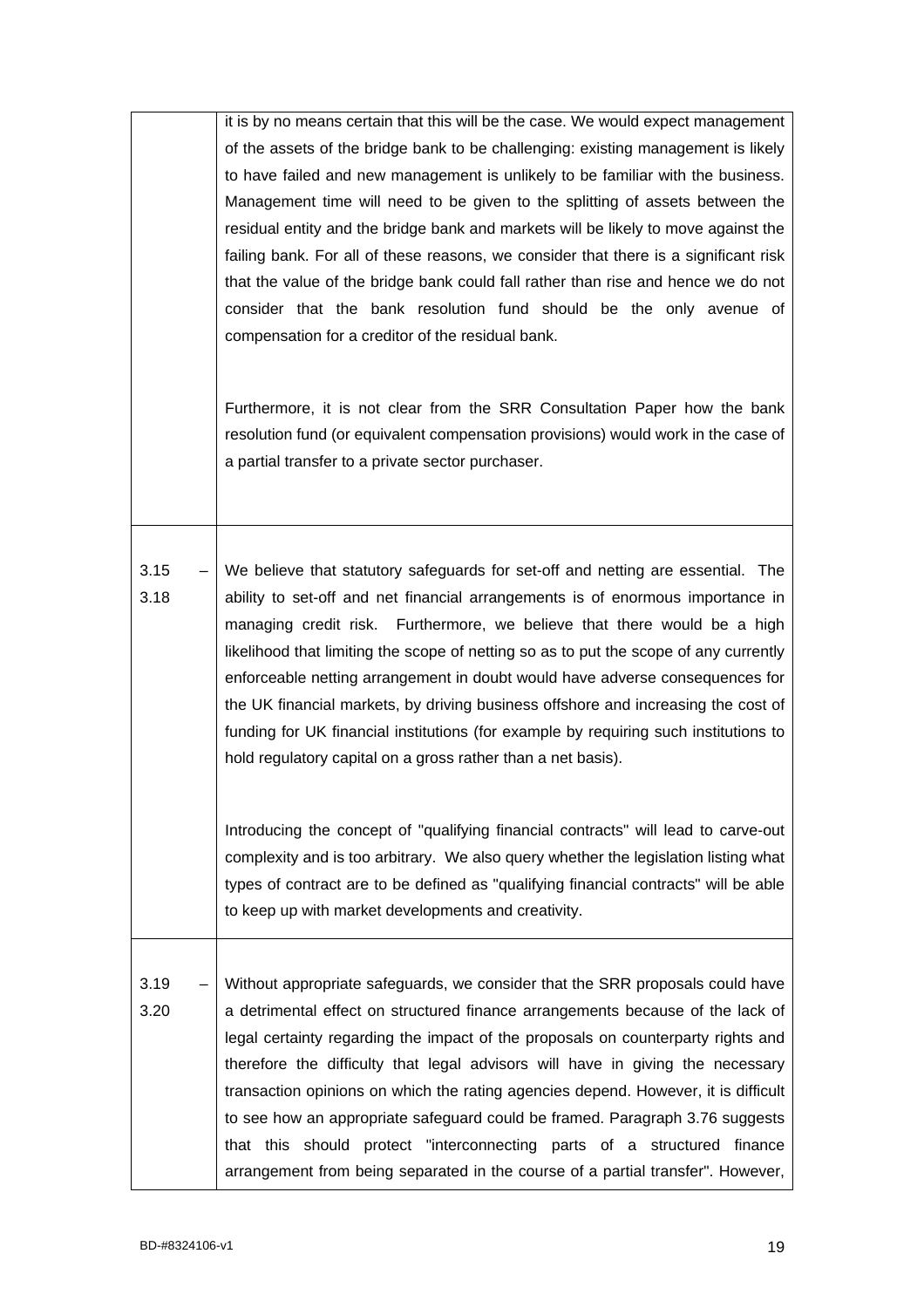| | |
|---|---|
| | it is by no means certain that this will be the case. We would expect management of the assets of the bridge bank to be challenging: existing management is likely to have failed and new management is unlikely to be familiar with the business. Management time will need to be given to the splitting of assets between the residual entity and the bridge bank and markets will be likely to move against the failing bank. For all of these reasons, we consider that there is a significant risk that the value of the bridge bank could fall rather than rise and hence we do not consider that the bank resolution fund should be the only avenue of compensation for a creditor of the residual bank.<br><br>Furthermore, it is not clear from the SRR Consultation Paper how the bank resolution fund (or equivalent compensation provisions) would work in the case of a partial transfer to a private sector purchaser. |
| 3.15 – 3.18 | We believe that statutory safeguards for set-off and netting are essential. The ability to set-off and net financial arrangements is of enormous importance in managing credit risk. Furthermore, we believe that there would be a high likelihood that limiting the scope of netting so as to put the scope of any currently enforceable netting arrangement in doubt would have adverse consequences for the UK financial markets, by driving business offshore and increasing the cost of funding for UK financial institutions (for example by requiring such institutions to hold regulatory capital on a gross rather than a net basis).<br><br>Introducing the concept of "qualifying financial contracts" will lead to carve-out complexity and is too arbitrary. We also query whether the legislation listing what types of contract are to be defined as "qualifying financial contracts" will be able to keep up with market developments and creativity. |
| 3.19 – 3.20 | Without appropriate safeguards, we consider that the SRR proposals could have a detrimental effect on structured finance arrangements because of the lack of legal certainty regarding the impact of the proposals on counterparty rights and therefore the difficulty that legal advisors will have in giving the necessary transaction opinions on which the rating agencies depend. However, it is difficult to see how an appropriate safeguard could be framed. Paragraph 3.76 suggests that this should protect "interconnecting parts of a structured finance arrangement from being separated in the course of a partial transfer". However, |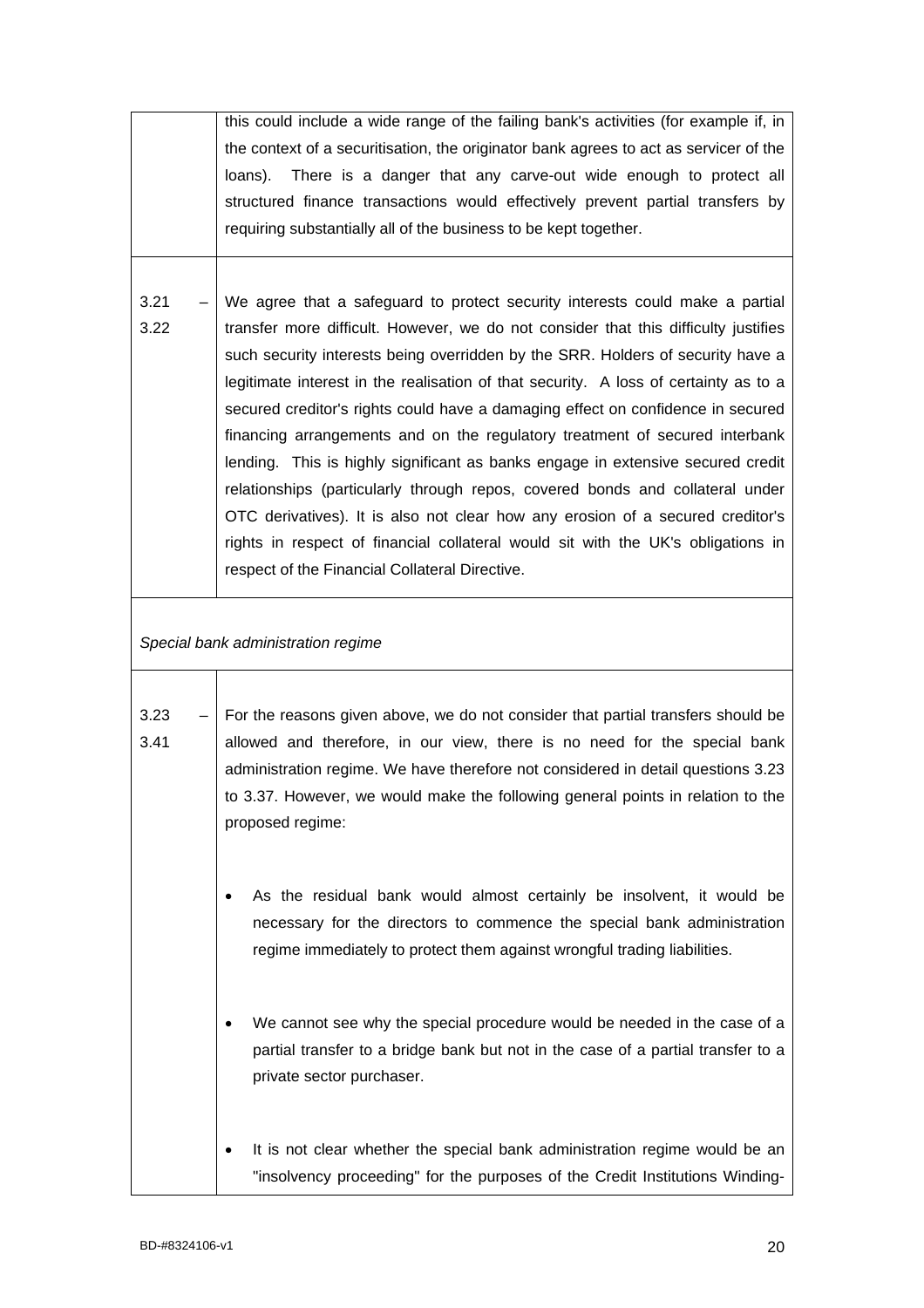| | |
|---|---|
| | this could include a wide range of the failing bank's activities (for example if, in the context of a securitisation, the originator bank agrees to act as servicer of the loans). There is a danger that any carve-out wide enough to protect all structured finance transactions would effectively prevent partial transfers by requiring substantially all of the business to be kept together. |
| 3.21 – 3.22 | We agree that a safeguard to protect security interests could make a partial transfer more difficult. However, we do not consider that this difficulty justifies such security interests being overridden by the SRR. Holders of security have a legitimate interest in the realisation of that security. A loss of certainty as to a secured creditor's rights could have a damaging effect on confidence in secured financing arrangements and on the regulatory treatment of secured interbank lending. This is highly significant as banks engage in extensive secured credit relationships (particularly through repos, covered bonds and collateral under OTC derivatives). It is also not clear how any erosion of a secured creditor's rights in respect of financial collateral would sit with the UK's obligations in respect of the Financial Collateral Directive. |
| *Special bank administration regime* | |
| 3.23 – 3.41 | For the reasons given above, we do not consider that partial transfers should be allowed and therefore, in our view, there is no need for the special bank administration regime. We have therefore not considered in detail questions 3.23 to 3.37. However, we would make the following general points in relation to the proposed regime:<br><br>• As the residual bank would almost certainly be insolvent, it would be necessary for the directors to commence the special bank administration regime immediately to protect them against wrongful trading liabilities.<br><br>• We cannot see why the special procedure would be needed in the case of a partial transfer to a bridge bank but not in the case of a partial transfer to a private sector purchaser.<br><br>• It is not clear whether the special bank administration regime would be an "insolvency proceeding" for the purposes of the Credit Institutions Winding- |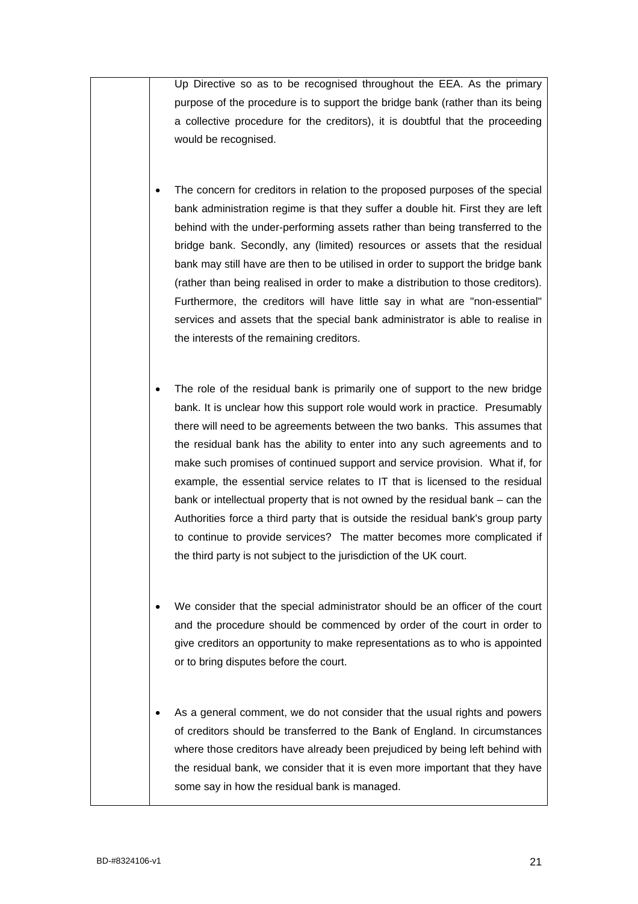| | Up Directive so as to be recognised throughout the EEA. As the primary purpose of the procedure is to support the bridge bank (rather than its being a collective procedure for the creditors), it is doubtful that the proceeding would be recognised.<br><br>• The concern for creditors in relation to the proposed purposes of the special bank administration regime is that they suffer a double hit. First they are left behind with the under-performing assets rather than being transferred to the bridge bank. Secondly, any (limited) resources or assets that the residual bank may still have are then to be utilised in order to support the bridge bank (rather than being realised in order to make a distribution to those creditors). Furthermore, the creditors will have little say in what are "non-essential" services and assets that the special bank administrator is able to realise in the interests of the remaining creditors.<br><br>• The role of the residual bank is primarily one of support to the new bridge bank. It is unclear how this support role would work in practice. Presumably there will need to be agreements between the two banks. This assumes that the residual bank has the ability to enter into any such agreements and to make such promises of continued support and service provision. What if, for example, the essential service relates to IT that is licensed to the residual bank or intellectual property that is not owned by the residual bank – can the Authorities force a third party that is outside the residual bank's group party to continue to provide services? The matter becomes more complicated if the third party is not subject to the jurisdiction of the UK court.<br><br>• We consider that the special administrator should be an officer of the court and the procedure should be commenced by order of the court in order to give creditors an opportunity to make representations as to who is appointed or to bring disputes before the court.<br><br>• As a general comment, we do not consider that the usual rights and powers of creditors should be transferred to the Bank of England. In circumstances where those creditors have already been prejudiced by being left behind with the residual bank, we consider that it is even more important that they have some say in how the residual bank is managed. |
|---|---|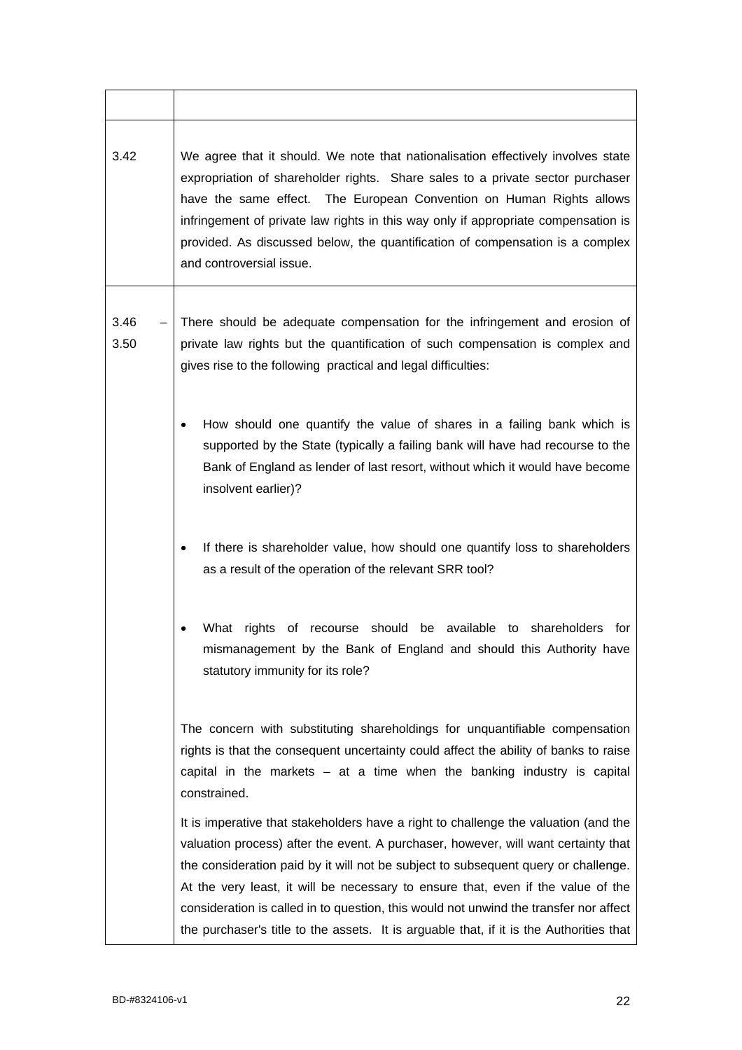| | |
|---|---|
| 3.42 | We agree that it should. We note that nationalisation effectively involves state expropriation of shareholder rights. Share sales to a private sector purchaser have the same effect. The European Convention on Human Rights allows infringement of private law rights in this way only if appropriate compensation is provided. As discussed below, the quantification of compensation is a complex and controversial issue. |
| 3.46 – 3.50 | There should be adequate compensation for the infringement and erosion of private law rights but the quantification of such compensation is complex and gives rise to the following practical and legal difficulties:<br><br>• How should one quantify the value of shares in a failing bank which is supported by the State (typically a failing bank will have had recourse to the Bank of England as lender of last resort, without which it would have become insolvent earlier)?<br><br>• If there is shareholder value, how should one quantify loss to shareholders as a result of the operation of the relevant SRR tool?<br><br>• What rights of recourse should be available to shareholders for mismanagement by the Bank of England and should this Authority have statutory immunity for its role?<br><br>The concern with substituting shareholdings for unquantifiable compensation rights is that the consequent uncertainty could affect the ability of banks to raise capital in the markets – at a time when the banking industry is capital constrained.<br><br>It is imperative that stakeholders have a right to challenge the valuation (and the valuation process) after the event. A purchaser, however, will want certainty that the consideration paid by it will not be subject to subsequent query or challenge. At the very least, it will be necessary to ensure that, even if the value of the consideration is called in to question, this would not unwind the transfer nor affect the purchaser's title to the assets. It is arguable that, if it is the Authorities that |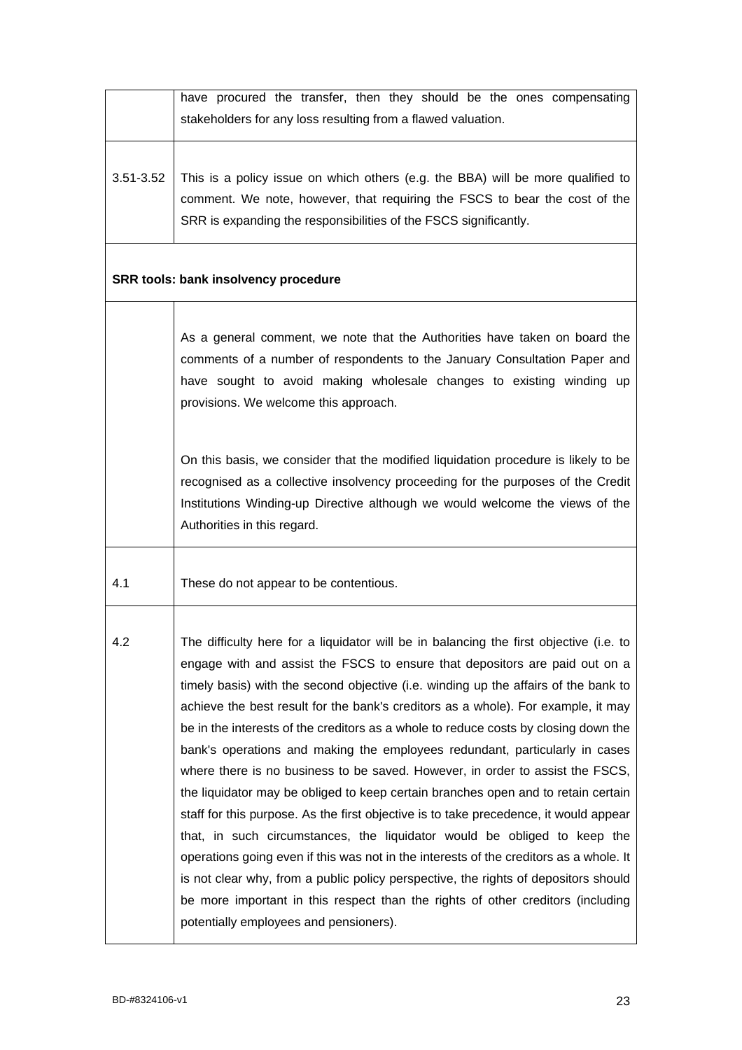| | |
|---|---|
| | have procured the transfer, then they should be the ones compensating stakeholders for any loss resulting from a flawed valuation. |
| 3.51-3.52 | This is a policy issue on which others (e.g. the BBA) will be more qualified to comment. We note, however, that requiring the FSCS to bear the cost of the SRR is expanding the responsibilities of the FSCS significantly. |
| **SRR tools: bank insolvency procedure** | |
| | As a general comment, we note that the Authorities have taken on board the comments of a number of respondents to the January Consultation Paper and have sought to avoid making wholesale changes to existing winding up provisions. We welcome this approach.<br><br>On this basis, we consider that the modified liquidation procedure is likely to be recognised as a collective insolvency proceeding for the purposes of the Credit Institutions Winding-up Directive although we would welcome the views of the Authorities in this regard. |
| 4.1 | These do not appear to be contentious. |
| 4.2 | The difficulty here for a liquidator will be in balancing the first objective (i.e. to engage with and assist the FSCS to ensure that depositors are paid out on a timely basis) with the second objective (i.e. winding up the affairs of the bank to achieve the best result for the bank's creditors as a whole). For example, it may be in the interests of the creditors as a whole to reduce costs by closing down the bank's operations and making the employees redundant, particularly in cases where there is no business to be saved. However, in order to assist the FSCS, the liquidator may be obliged to keep certain branches open and to retain certain staff for this purpose. As the first objective is to take precedence, it would appear that, in such circumstances, the liquidator would be obliged to keep the operations going even if this was not in the interests of the creditors as a whole. It is not clear why, from a public policy perspective, the rights of depositors should be more important in this respect than the rights of other creditors (including potentially employees and pensioners). |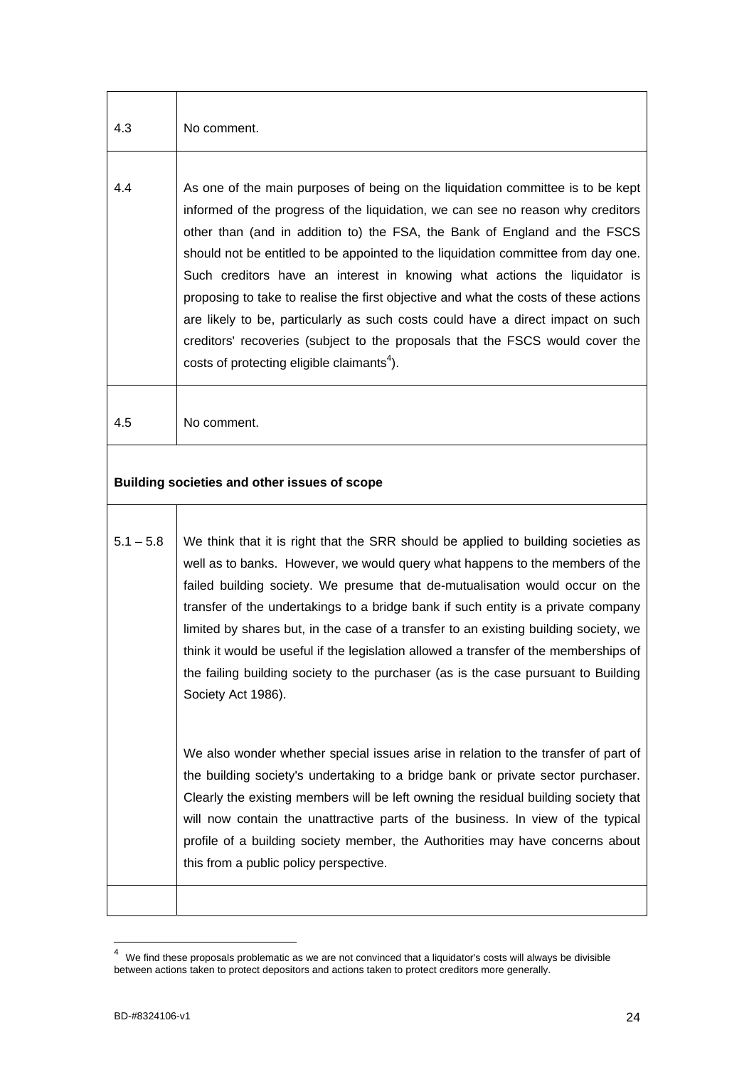| | |
|---|---|
| 4.3 | No comment. |
| 4.4 | As one of the main purposes of being on the liquidation committee is to be kept informed of the progress of the liquidation, we can see no reason why creditors other than (and in addition to) the FSA, the Bank of England and the FSCS should not be entitled to be appointed to the liquidation committee from day one. Such creditors have an interest in knowing what actions the liquidator is proposing to take to realise the first objective and what the costs of these actions are likely to be, particularly as such costs could have a direct impact on such creditors' recoveries (subject to the proposals that the FSCS would cover the costs of protecting eligible claimants[4]). |
| 4.5 | No comment. |
| **Building societies and other issues of scope** | |
| 5.1 – 5.8 | We think that it is right that the SRR should be applied to building societies as well as to banks. However, we would query what happens to the members of the failed building society. We presume that de-mutualisation would occur on the transfer of the undertakings to a bridge bank if such entity is a private company limited by shares but, in the case of a transfer to an existing building society, we think it would be useful if the legislation allowed a transfer of the memberships of the failing building society to the purchaser (as is the case pursuant to Building Society Act 1986).<br><br>We also wonder whether special issues arise in relation to the transfer of part of the building society's undertaking to a bridge bank or private sector purchaser. Clearly the existing members will be left owning the residual building society that will now contain the unattractive parts of the business. In view of the typical profile of a building society member, the Authorities may have concerns about this from a public policy perspective. |
| | |

[4] We find these proposals problematic as we are not convinced that a liquidator's costs will always be divisible between actions taken to protect depositors and actions taken to protect creditors more generally.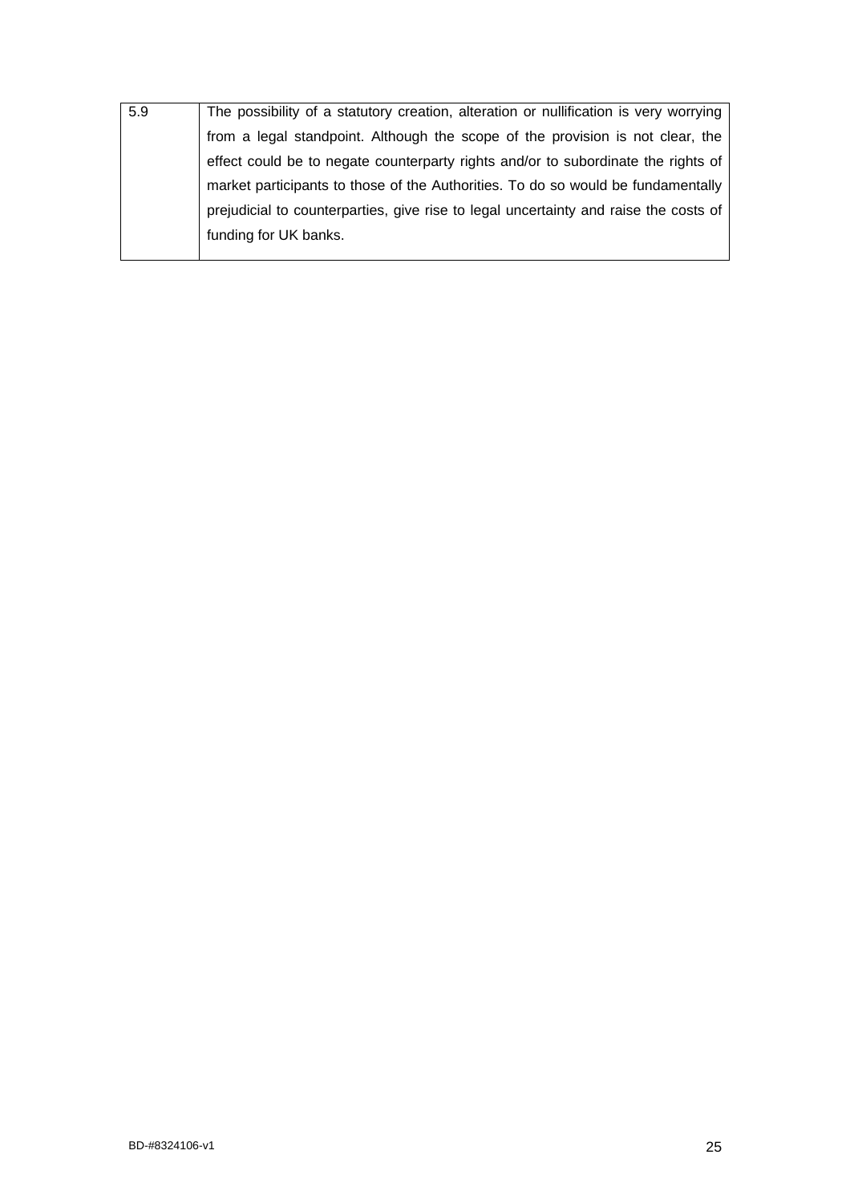| 5.9 | The possibility of a statutory creation, alteration or nullification is very worrying from a legal standpoint. Although the scope of the provision is not clear, the effect could be to negate counterparty rights and/or to subordinate the rights of market participants to those of the Authorities. To do so would be fundamentally prejudicial to counterparties, give rise to legal uncertainty and raise the costs of funding for UK banks. |
|---|---|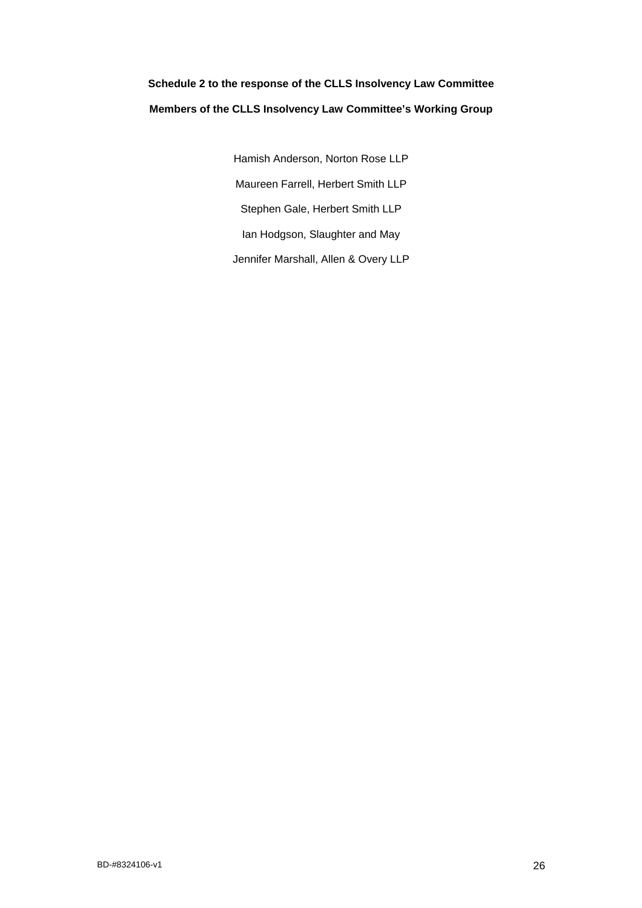**Schedule 2 to the response of the CLLS Insolvency Law Committee**

**Members of the CLLS Insolvency Law Committee's Working Group**

Hamish Anderson, Norton Rose LLP

Maureen Farrell, Herbert Smith LLP

Stephen Gale, Herbert Smith LLP

Ian Hodgson, Slaughter and May

Jennifer Marshall, Allen & Overy LLP